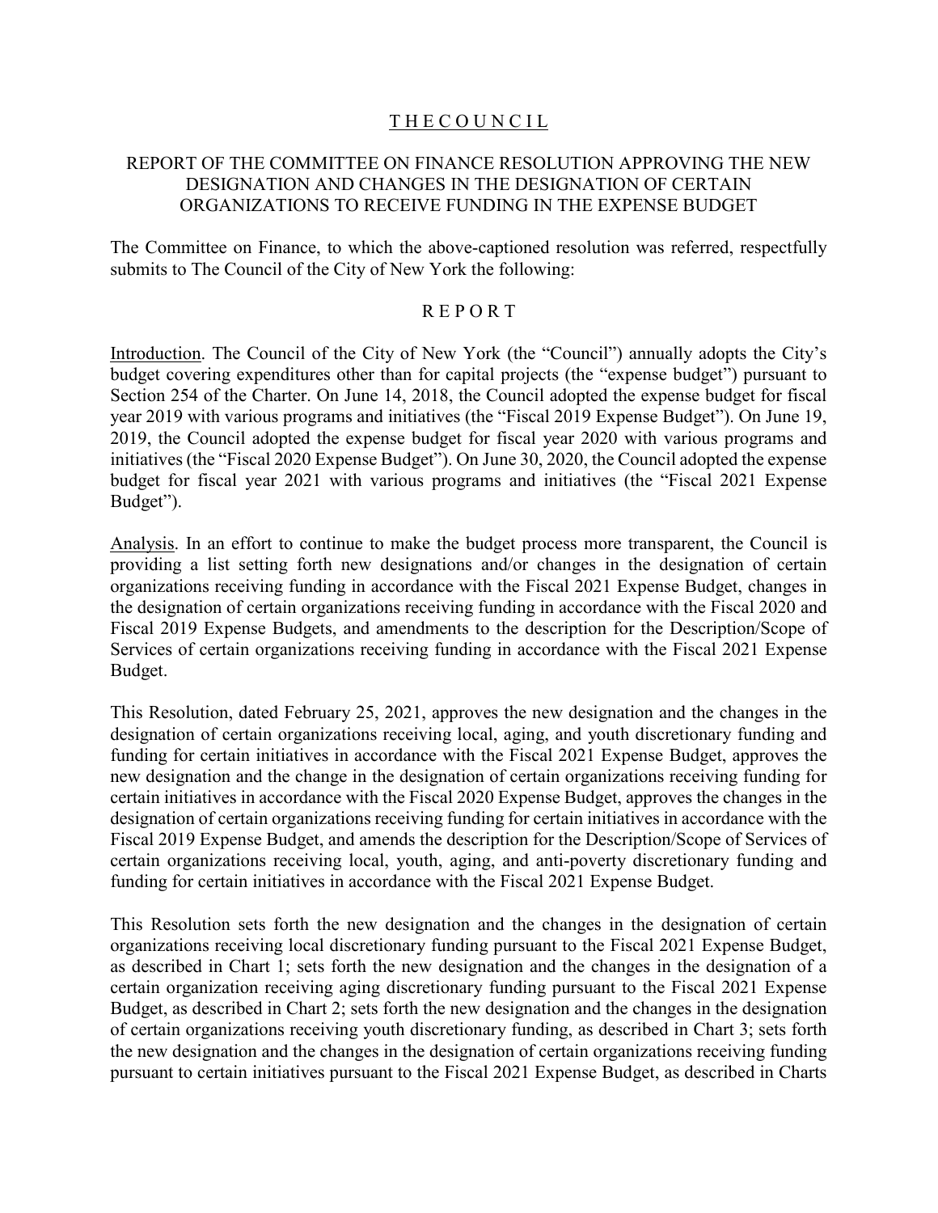<u>T H E C O U N C I L</u>

REPORT OF THE COMMITTEE ON FINANCE RESOLUTION APPROVING THE NEW DESIGNATION AND CHANGES IN THE DESIGNATION OF CERTAIN ORGANIZATIONS TO RECEIVE FUNDING IN THE EXPENSE BUDGET

The Committee on Finance, to which the above-captioned resolution was referred, respectfully submits to The Council of the City of New York the following:

R E P O R T

<u>Introduction</u>. The Council of the City of New York (the "Council") annually adopts the City's budget covering expenditures other than for capital projects (the "expense budget") pursuant to Section 254 of the Charter. On June 14, 2018, the Council adopted the expense budget for fiscal year 2019 with various programs and initiatives (the "Fiscal 2019 Expense Budget"). On June 19, 2019, the Council adopted the expense budget for fiscal year 2020 with various programs and initiatives (the "Fiscal 2020 Expense Budget"). On June 30, 2020, the Council adopted the expense budget for fiscal year 2021 with various programs and initiatives (the "Fiscal 2021 Expense Budget").

<u>Analysis</u>. In an effort to continue to make the budget process more transparent, the Council is providing a list setting forth new designations and/or changes in the designation of certain organizations receiving funding in accordance with the Fiscal 2021 Expense Budget, changes in the designation of certain organizations receiving funding in accordance with the Fiscal 2020 and Fiscal 2019 Expense Budgets, and amendments to the description for the Description/Scope of Services of certain organizations receiving funding in accordance with the Fiscal 2021 Expense Budget.

This Resolution, dated February 25, 2021, approves the new designation and the changes in the designation of certain organizations receiving local, aging, and youth discretionary funding and funding for certain initiatives in accordance with the Fiscal 2021 Expense Budget, approves the new designation and the change in the designation of certain organizations receiving funding for certain initiatives in accordance with the Fiscal 2020 Expense Budget, approves the changes in the designation of certain organizations receiving funding for certain initiatives in accordance with the Fiscal 2019 Expense Budget, and amends the description for the Description/Scope of Services of certain organizations receiving local, youth, aging, and anti-poverty discretionary funding and funding for certain initiatives in accordance with the Fiscal 2021 Expense Budget.

This Resolution sets forth the new designation and the changes in the designation of certain organizations receiving local discretionary funding pursuant to the Fiscal 2021 Expense Budget, as described in Chart 1; sets forth the new designation and the changes in the designation of a certain organization receiving aging discretionary funding pursuant to the Fiscal 2021 Expense Budget, as described in Chart 2; sets forth the new designation and the changes in the designation of certain organizations receiving youth discretionary funding, as described in Chart 3; sets forth the new designation and the changes in the designation of certain organizations receiving funding pursuant to certain initiatives pursuant to the Fiscal 2021 Expense Budget, as described in Charts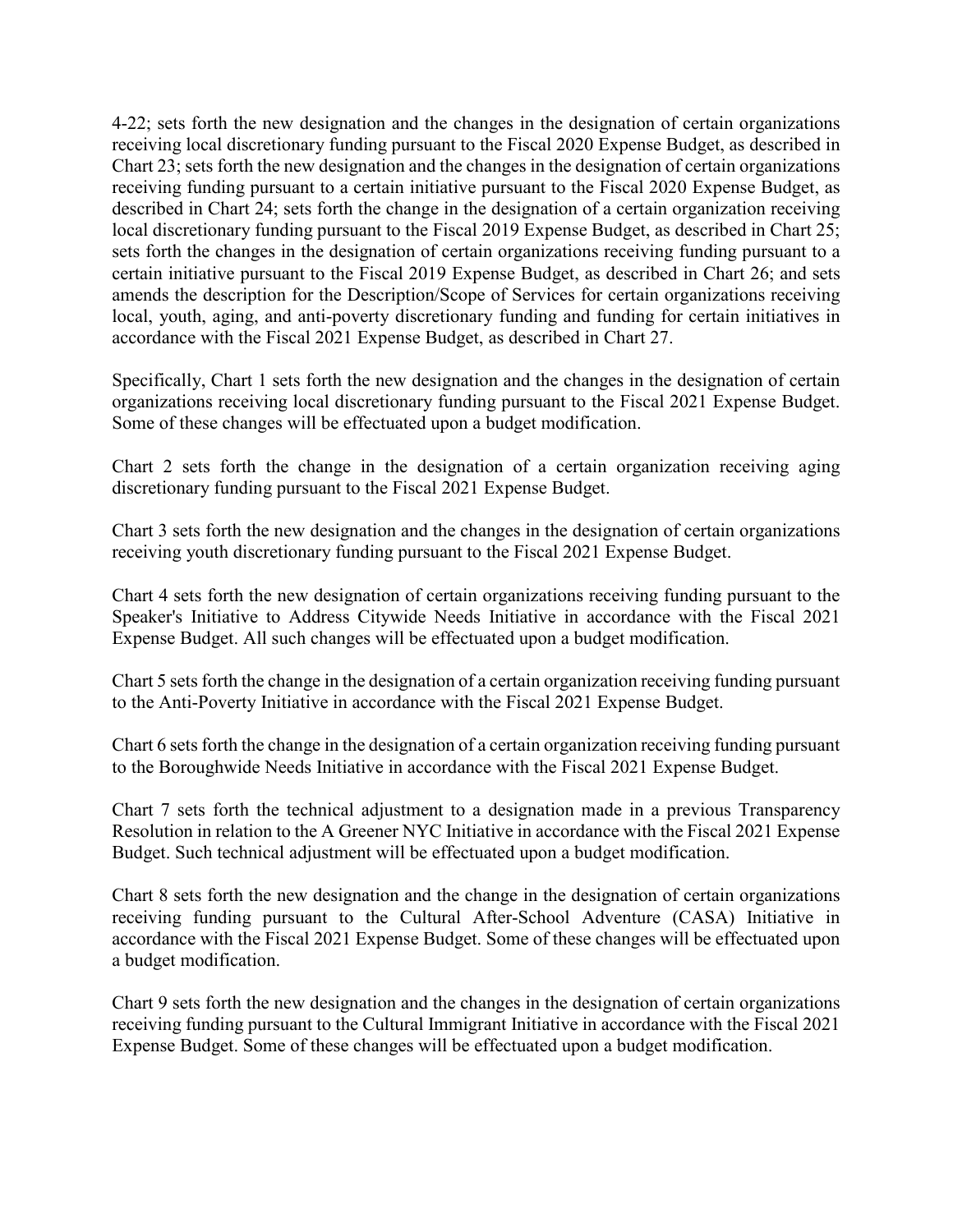4-22; sets forth the new designation and the changes in the designation of certain organizations receiving local discretionary funding pursuant to the Fiscal 2020 Expense Budget, as described in Chart 23; sets forth the new designation and the changes in the designation of certain organizations receiving funding pursuant to a certain initiative pursuant to the Fiscal 2020 Expense Budget, as described in Chart 24; sets forth the change in the designation of a certain organization receiving local discretionary funding pursuant to the Fiscal 2019 Expense Budget, as described in Chart 25; sets forth the changes in the designation of certain organizations receiving funding pursuant to a certain initiative pursuant to the Fiscal 2019 Expense Budget, as described in Chart 26; and sets amends the description for the Description/Scope of Services for certain organizations receiving local, youth, aging, and anti-poverty discretionary funding and funding for certain initiatives in accordance with the Fiscal 2021 Expense Budget, as described in Chart 27.

Specifically, Chart 1 sets forth the new designation and the changes in the designation of certain organizations receiving local discretionary funding pursuant to the Fiscal 2021 Expense Budget. Some of these changes will be effectuated upon a budget modification.

Chart 2 sets forth the change in the designation of a certain organization receiving aging discretionary funding pursuant to the Fiscal 2021 Expense Budget.

Chart 3 sets forth the new designation and the changes in the designation of certain organizations receiving youth discretionary funding pursuant to the Fiscal 2021 Expense Budget.

Chart 4 sets forth the new designation of certain organizations receiving funding pursuant to the Speaker's Initiative to Address Citywide Needs Initiative in accordance with the Fiscal 2021 Expense Budget. All such changes will be effectuated upon a budget modification.

Chart 5 sets forth the change in the designation of a certain organization receiving funding pursuant to the Anti-Poverty Initiative in accordance with the Fiscal 2021 Expense Budget.

Chart 6 sets forth the change in the designation of a certain organization receiving funding pursuant to the Boroughwide Needs Initiative in accordance with the Fiscal 2021 Expense Budget.

Chart 7 sets forth the technical adjustment to a designation made in a previous Transparency Resolution in relation to the A Greener NYC Initiative in accordance with the Fiscal 2021 Expense Budget. Such technical adjustment will be effectuated upon a budget modification.

Chart 8 sets forth the new designation and the change in the designation of certain organizations receiving funding pursuant to the Cultural After-School Adventure (CASA) Initiative in accordance with the Fiscal 2021 Expense Budget. Some of these changes will be effectuated upon a budget modification.

Chart 9 sets forth the new designation and the changes in the designation of certain organizations receiving funding pursuant to the Cultural Immigrant Initiative in accordance with the Fiscal 2021 Expense Budget. Some of these changes will be effectuated upon a budget modification.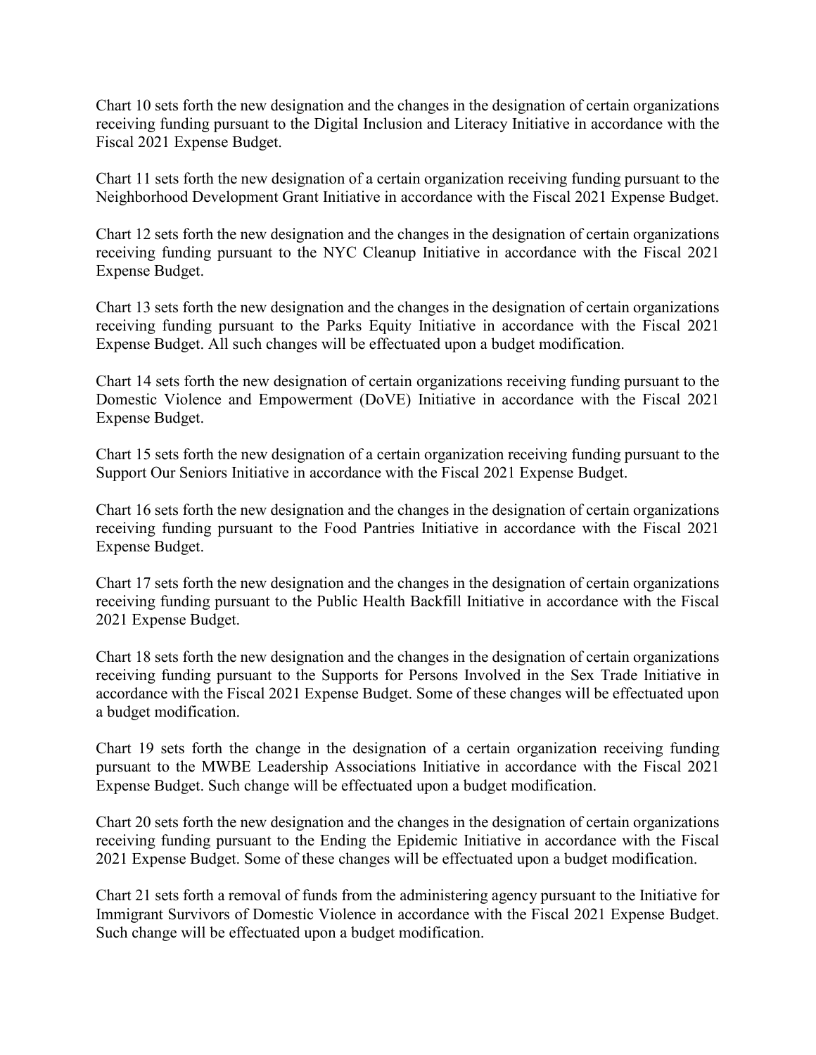Chart 10 sets forth the new designation and the changes in the designation of certain organizations receiving funding pursuant to the Digital Inclusion and Literacy Initiative in accordance with the Fiscal 2021 Expense Budget.

Chart 11 sets forth the new designation of a certain organization receiving funding pursuant to the Neighborhood Development Grant Initiative in accordance with the Fiscal 2021 Expense Budget.

Chart 12 sets forth the new designation and the changes in the designation of certain organizations receiving funding pursuant to the NYC Cleanup Initiative in accordance with the Fiscal 2021 Expense Budget.

Chart 13 sets forth the new designation and the changes in the designation of certain organizations receiving funding pursuant to the Parks Equity Initiative in accordance with the Fiscal 2021 Expense Budget. All such changes will be effectuated upon a budget modification.

Chart 14 sets forth the new designation of certain organizations receiving funding pursuant to the Domestic Violence and Empowerment (DoVE) Initiative in accordance with the Fiscal 2021 Expense Budget.

Chart 15 sets forth the new designation of a certain organization receiving funding pursuant to the Support Our Seniors Initiative in accordance with the Fiscal 2021 Expense Budget.

Chart 16 sets forth the new designation and the changes in the designation of certain organizations receiving funding pursuant to the Food Pantries Initiative in accordance with the Fiscal 2021 Expense Budget.

Chart 17 sets forth the new designation and the changes in the designation of certain organizations receiving funding pursuant to the Public Health Backfill Initiative in accordance with the Fiscal 2021 Expense Budget.

Chart 18 sets forth the new designation and the changes in the designation of certain organizations receiving funding pursuant to the Supports for Persons Involved in the Sex Trade Initiative in accordance with the Fiscal 2021 Expense Budget. Some of these changes will be effectuated upon a budget modification.

Chart 19 sets forth the change in the designation of a certain organization receiving funding pursuant to the MWBE Leadership Associations Initiative in accordance with the Fiscal 2021 Expense Budget. Such change will be effectuated upon a budget modification.

Chart 20 sets forth the new designation and the changes in the designation of certain organizations receiving funding pursuant to the Ending the Epidemic Initiative in accordance with the Fiscal 2021 Expense Budget. Some of these changes will be effectuated upon a budget modification.

Chart 21 sets forth a removal of funds from the administering agency pursuant to the Initiative for Immigrant Survivors of Domestic Violence in accordance with the Fiscal 2021 Expense Budget. Such change will be effectuated upon a budget modification.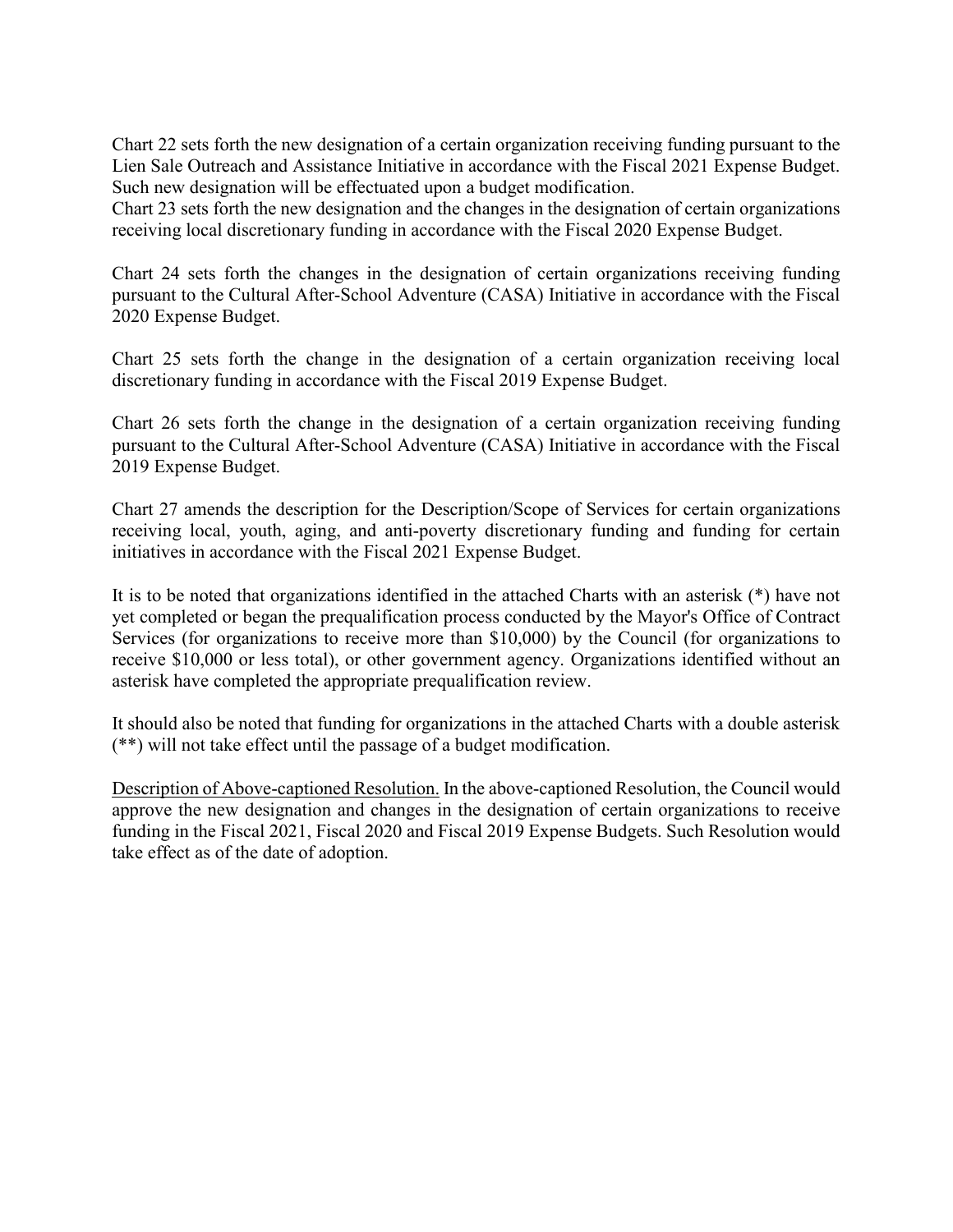Chart 22 sets forth the new designation of a certain organization receiving funding pursuant to the Lien Sale Outreach and Assistance Initiative in accordance with the Fiscal 2021 Expense Budget. Such new designation will be effectuated upon a budget modification.

Chart 23 sets forth the new designation and the changes in the designation of certain organizations receiving local discretionary funding in accordance with the Fiscal 2020 Expense Budget.

Chart 24 sets forth the changes in the designation of certain organizations receiving funding pursuant to the Cultural After-School Adventure (CASA) Initiative in accordance with the Fiscal 2020 Expense Budget.

Chart 25 sets forth the change in the designation of a certain organization receiving local discretionary funding in accordance with the Fiscal 2019 Expense Budget.

Chart 26 sets forth the change in the designation of a certain organization receiving funding pursuant to the Cultural After-School Adventure (CASA) Initiative in accordance with the Fiscal 2019 Expense Budget.

Chart 27 amends the description for the Description/Scope of Services for certain organizations receiving local, youth, aging, and anti-poverty discretionary funding and funding for certain initiatives in accordance with the Fiscal 2021 Expense Budget.

It is to be noted that organizations identified in the attached Charts with an asterisk (*) have not yet completed or began the prequalification process conducted by the Mayor's Office of Contract Services (for organizations to receive more than $10,000) by the Council (for organizations to receive $10,000 or less total), or other government agency. Organizations identified without an asterisk have completed the appropriate prequalification review.

It should also be noted that funding for organizations in the attached Charts with a double asterisk (**) will not take effect until the passage of a budget modification.

Description of Above-captioned Resolution. In the above-captioned Resolution, the Council would approve the new designation and changes in the designation of certain organizations to receive funding in the Fiscal 2021, Fiscal 2020 and Fiscal 2019 Expense Budgets. Such Resolution would take effect as of the date of adoption.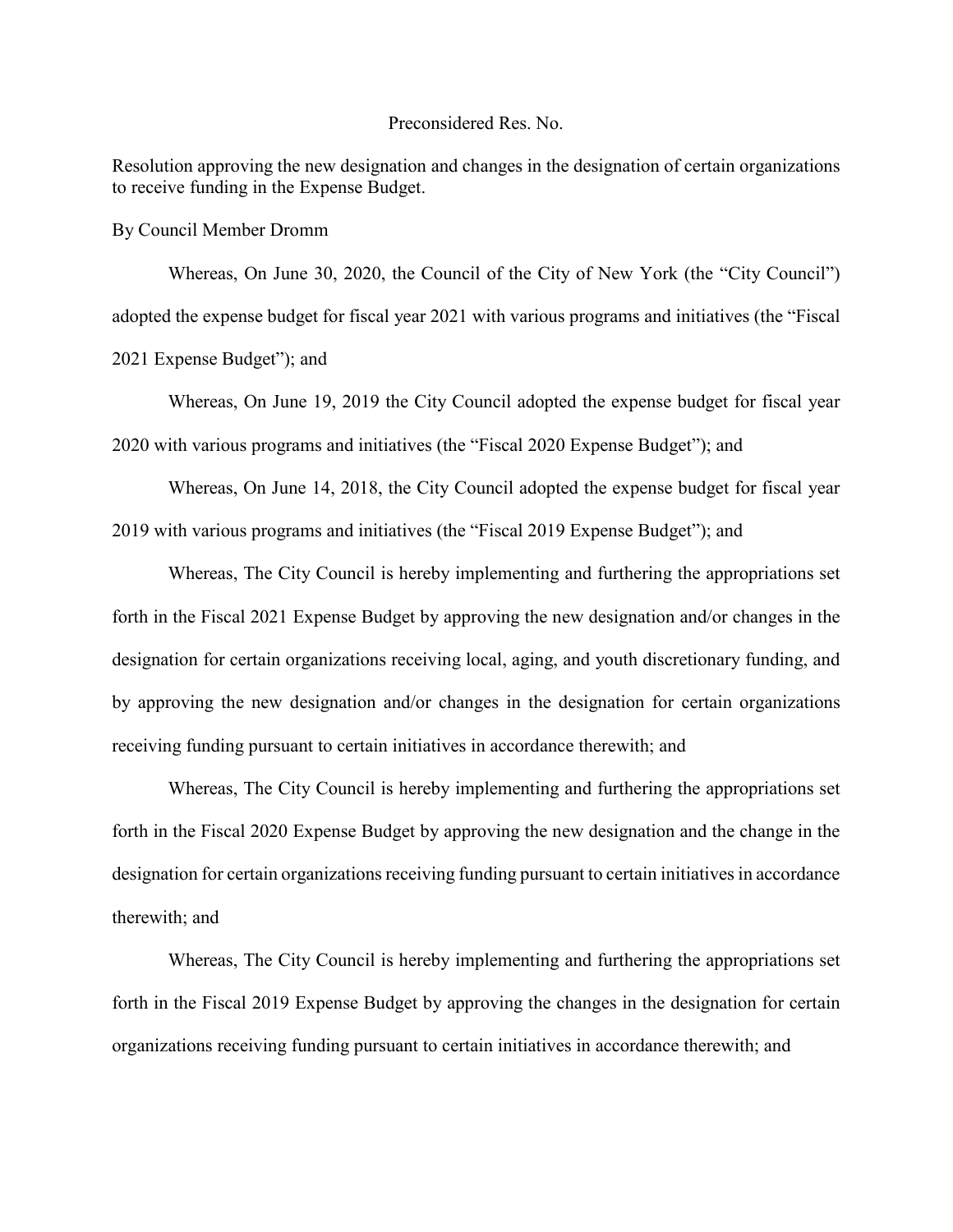Preconsidered Res. No.

Resolution approving the new designation and changes in the designation of certain organizations to receive funding in the Expense Budget.

By Council Member Dromm

Whereas, On June 30, 2020, the Council of the City of New York (the "City Council") adopted the expense budget for fiscal year 2021 with various programs and initiatives (the "Fiscal 2021 Expense Budget"); and

Whereas, On June 19, 2019 the City Council adopted the expense budget for fiscal year 2020 with various programs and initiatives (the "Fiscal 2020 Expense Budget"); and

Whereas, On June 14, 2018, the City Council adopted the expense budget for fiscal year 2019 with various programs and initiatives (the "Fiscal 2019 Expense Budget"); and

Whereas, The City Council is hereby implementing and furthering the appropriations set forth in the Fiscal 2021 Expense Budget by approving the new designation and/or changes in the designation for certain organizations receiving local, aging, and youth discretionary funding, and by approving the new designation and/or changes in the designation for certain organizations receiving funding pursuant to certain initiatives in accordance therewith; and

Whereas, The City Council is hereby implementing and furthering the appropriations set forth in the Fiscal 2020 Expense Budget by approving the new designation and the change in the designation for certain organizations receiving funding pursuant to certain initiatives in accordance therewith; and

Whereas, The City Council is hereby implementing and furthering the appropriations set forth in the Fiscal 2019 Expense Budget by approving the changes in the designation for certain organizations receiving funding pursuant to certain initiatives in accordance therewith; and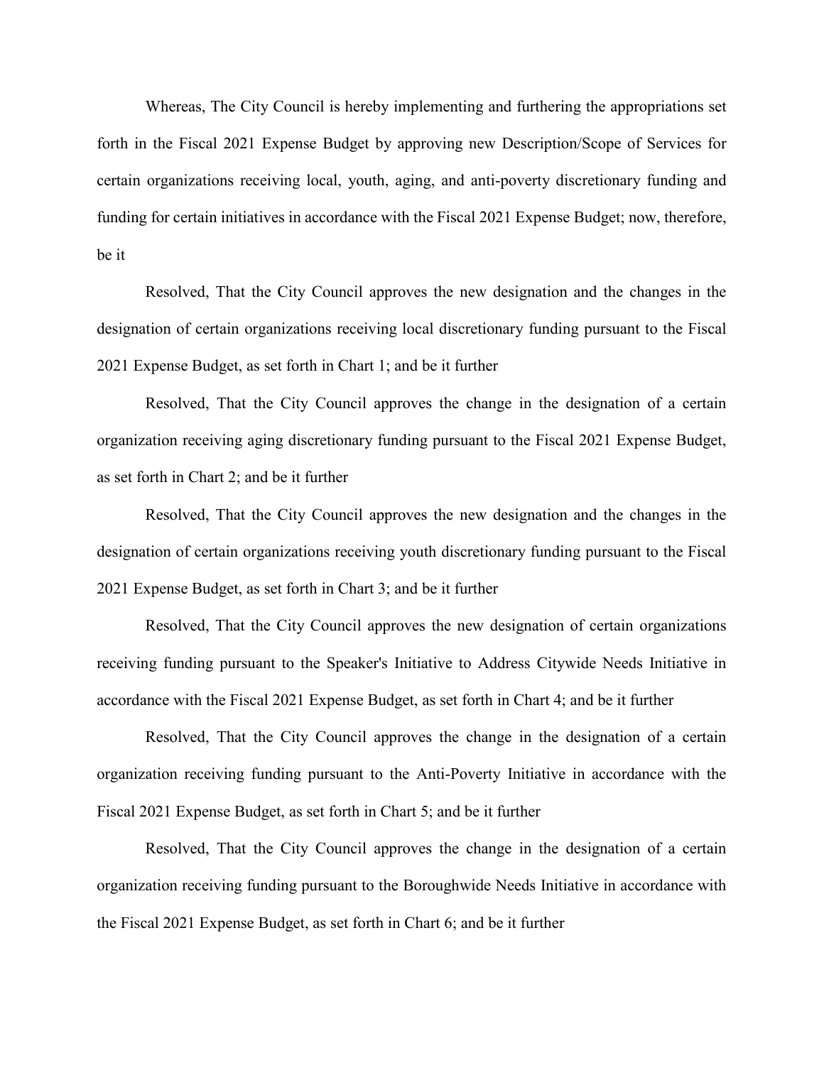Whereas, The City Council is hereby implementing and furthering the appropriations set forth in the Fiscal 2021 Expense Budget by approving new Description/Scope of Services for certain organizations receiving local, youth, aging, and anti-poverty discretionary funding and funding for certain initiatives in accordance with the Fiscal 2021 Expense Budget; now, therefore, be it

Resolved, That the City Council approves the new designation and the changes in the designation of certain organizations receiving local discretionary funding pursuant to the Fiscal 2021 Expense Budget, as set forth in Chart 1; and be it further

Resolved, That the City Council approves the change in the designation of a certain organization receiving aging discretionary funding pursuant to the Fiscal 2021 Expense Budget, as set forth in Chart 2; and be it further

Resolved, That the City Council approves the new designation and the changes in the designation of certain organizations receiving youth discretionary funding pursuant to the Fiscal 2021 Expense Budget, as set forth in Chart 3; and be it further

Resolved, That the City Council approves the new designation of certain organizations receiving funding pursuant to the Speaker's Initiative to Address Citywide Needs Initiative in accordance with the Fiscal 2021 Expense Budget, as set forth in Chart 4; and be it further

Resolved, That the City Council approves the change in the designation of a certain organization receiving funding pursuant to the Anti-Poverty Initiative in accordance with the Fiscal 2021 Expense Budget, as set forth in Chart 5; and be it further

Resolved, That the City Council approves the change in the designation of a certain organization receiving funding pursuant to the Boroughwide Needs Initiative in accordance with the Fiscal 2021 Expense Budget, as set forth in Chart 6; and be it further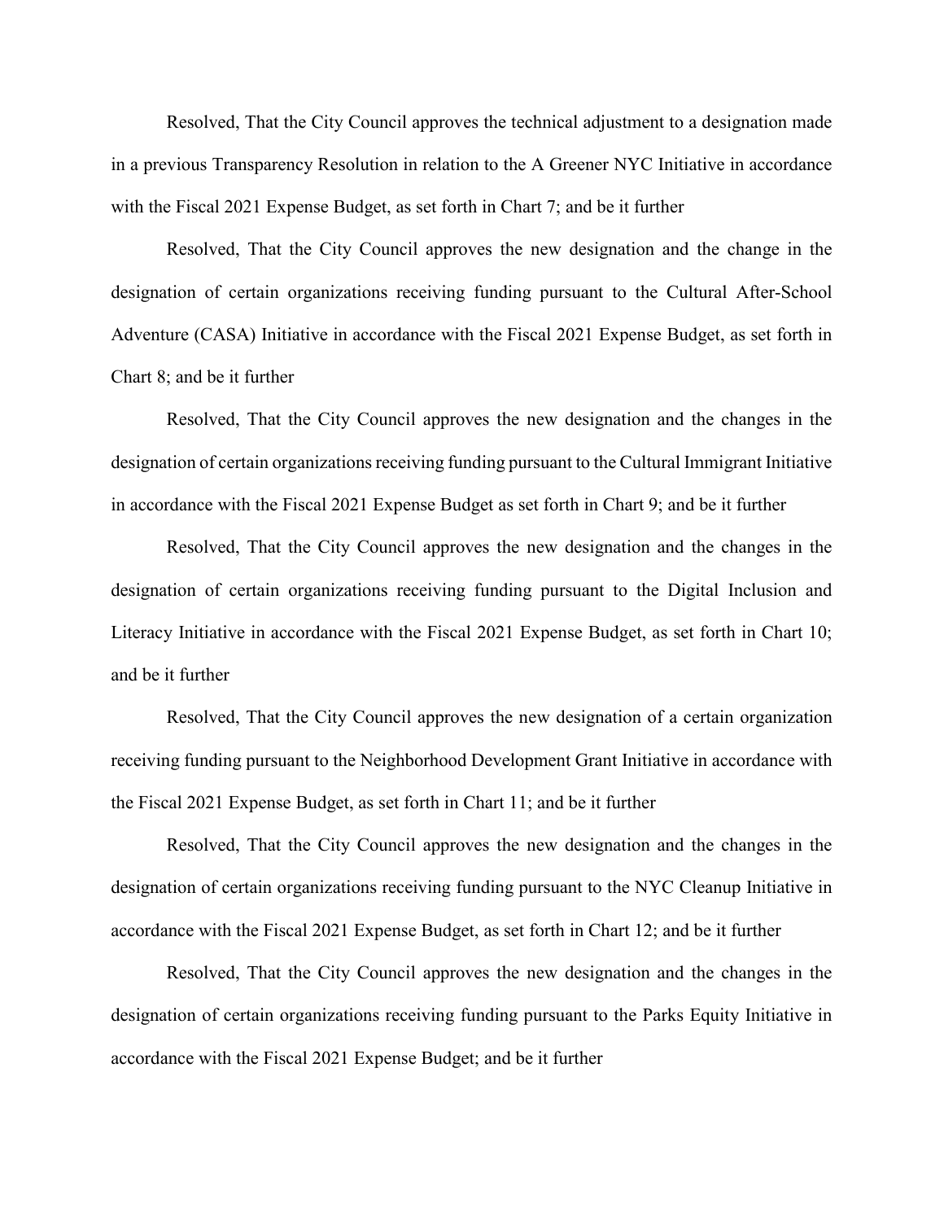Resolved, That the City Council approves the technical adjustment to a designation made in a previous Transparency Resolution in relation to the A Greener NYC Initiative in accordance with the Fiscal 2021 Expense Budget, as set forth in Chart 7; and be it further

Resolved, That the City Council approves the new designation and the change in the designation of certain organizations receiving funding pursuant to the Cultural After-School Adventure (CASA) Initiative in accordance with the Fiscal 2021 Expense Budget, as set forth in Chart 8; and be it further

Resolved, That the City Council approves the new designation and the changes in the designation of certain organizations receiving funding pursuant to the Cultural Immigrant Initiative in accordance with the Fiscal 2021 Expense Budget as set forth in Chart 9; and be it further

Resolved, That the City Council approves the new designation and the changes in the designation of certain organizations receiving funding pursuant to the Digital Inclusion and Literacy Initiative in accordance with the Fiscal 2021 Expense Budget, as set forth in Chart 10; and be it further

Resolved, That the City Council approves the new designation of a certain organization receiving funding pursuant to the Neighborhood Development Grant Initiative in accordance with the Fiscal 2021 Expense Budget, as set forth in Chart 11; and be it further

Resolved, That the City Council approves the new designation and the changes in the designation of certain organizations receiving funding pursuant to the NYC Cleanup Initiative in accordance with the Fiscal 2021 Expense Budget, as set forth in Chart 12; and be it further

Resolved, That the City Council approves the new designation and the changes in the designation of certain organizations receiving funding pursuant to the Parks Equity Initiative in accordance with the Fiscal 2021 Expense Budget; and be it further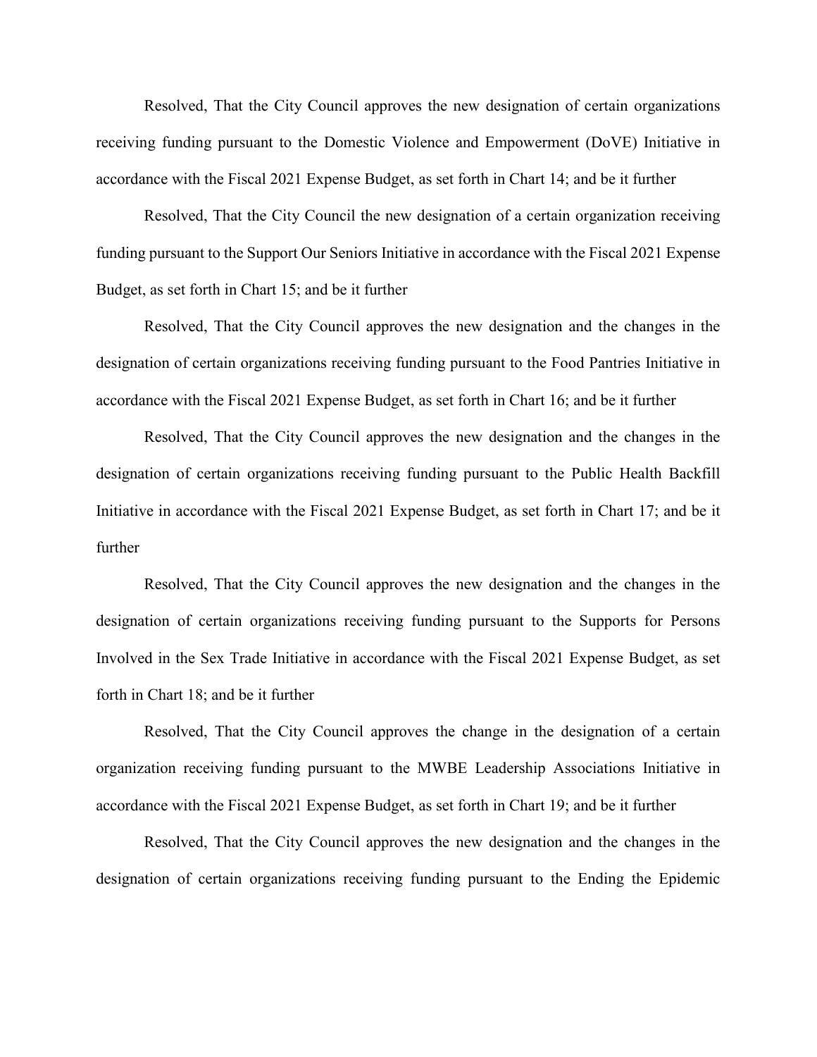Resolved, That the City Council approves the new designation of certain organizations receiving funding pursuant to the Domestic Violence and Empowerment (DoVE) Initiative in accordance with the Fiscal 2021 Expense Budget, as set forth in Chart 14; and be it further

Resolved, That the City Council the new designation of a certain organization receiving funding pursuant to the Support Our Seniors Initiative in accordance with the Fiscal 2021 Expense Budget, as set forth in Chart 15; and be it further

Resolved, That the City Council approves the new designation and the changes in the designation of certain organizations receiving funding pursuant to the Food Pantries Initiative in accordance with the Fiscal 2021 Expense Budget, as set forth in Chart 16; and be it further

Resolved, That the City Council approves the new designation and the changes in the designation of certain organizations receiving funding pursuant to the Public Health Backfill Initiative in accordance with the Fiscal 2021 Expense Budget, as set forth in Chart 17; and be it further

Resolved, That the City Council approves the new designation and the changes in the designation of certain organizations receiving funding pursuant to the Supports for Persons Involved in the Sex Trade Initiative in accordance with the Fiscal 2021 Expense Budget, as set forth in Chart 18; and be it further

Resolved, That the City Council approves the change in the designation of a certain organization receiving funding pursuant to the MWBE Leadership Associations Initiative in accordance with the Fiscal 2021 Expense Budget, as set forth in Chart 19; and be it further

Resolved, That the City Council approves the new designation and the changes in the designation of certain organizations receiving funding pursuant to the Ending the Epidemic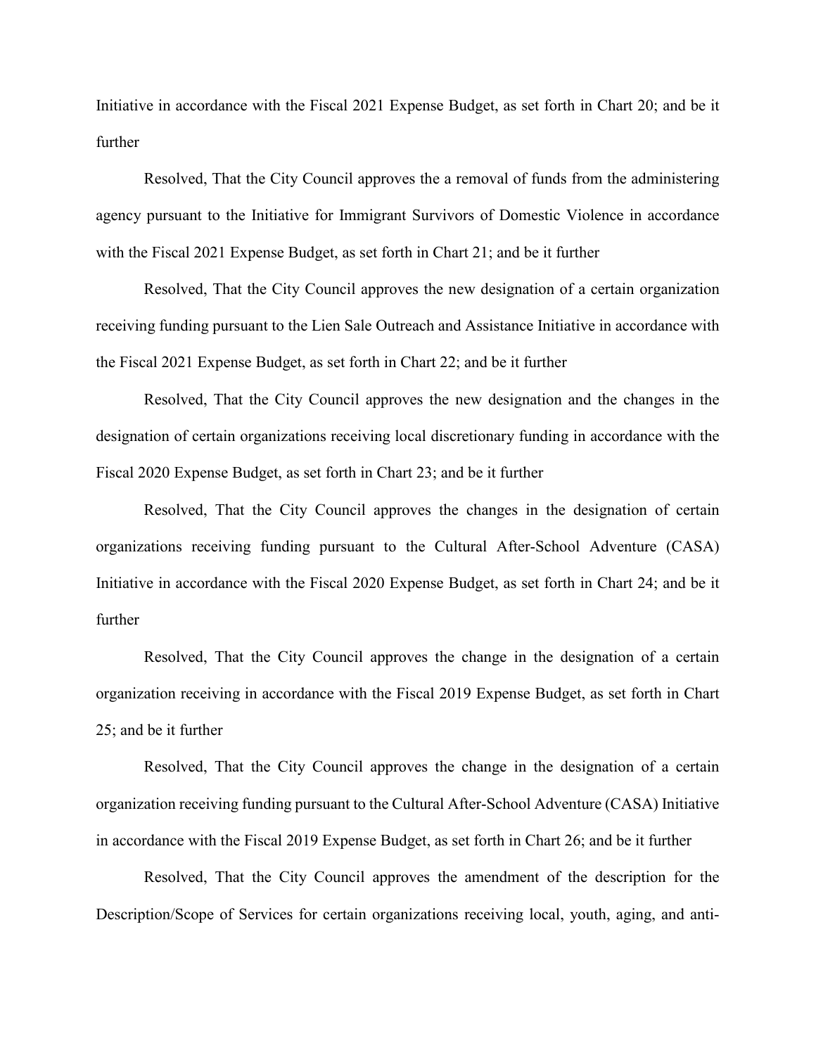Initiative in accordance with the Fiscal 2021 Expense Budget, as set forth in Chart 20; and be it further

Resolved, That the City Council approves the a removal of funds from the administering agency pursuant to the Initiative for Immigrant Survivors of Domestic Violence in accordance with the Fiscal 2021 Expense Budget, as set forth in Chart 21; and be it further

Resolved, That the City Council approves the new designation of a certain organization receiving funding pursuant to the Lien Sale Outreach and Assistance Initiative in accordance with the Fiscal 2021 Expense Budget, as set forth in Chart 22; and be it further

Resolved, That the City Council approves the new designation and the changes in the designation of certain organizations receiving local discretionary funding in accordance with the Fiscal 2020 Expense Budget, as set forth in Chart 23; and be it further

Resolved, That the City Council approves the changes in the designation of certain organizations receiving funding pursuant to the Cultural After-School Adventure (CASA) Initiative in accordance with the Fiscal 2020 Expense Budget, as set forth in Chart 24; and be it further

Resolved, That the City Council approves the change in the designation of a certain organization receiving in accordance with the Fiscal 2019 Expense Budget, as set forth in Chart 25; and be it further

Resolved, That the City Council approves the change in the designation of a certain organization receiving funding pursuant to the Cultural After-School Adventure (CASA) Initiative in accordance with the Fiscal 2019 Expense Budget, as set forth in Chart 26; and be it further

Resolved, That the City Council approves the amendment of the description for the Description/Scope of Services for certain organizations receiving local, youth, aging, and anti-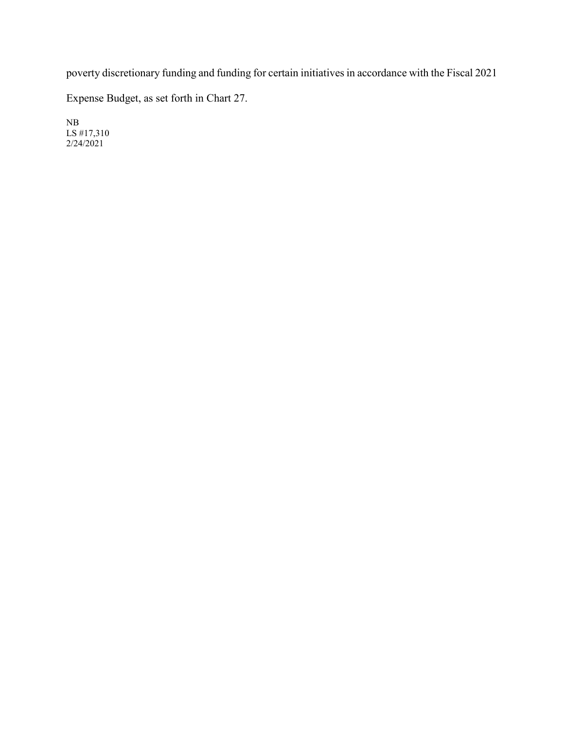poverty discretionary funding and funding for certain initiatives in accordance with the Fiscal 2021 Expense Budget, as set forth in Chart 27.

NB
LS #17,310
2/24/2021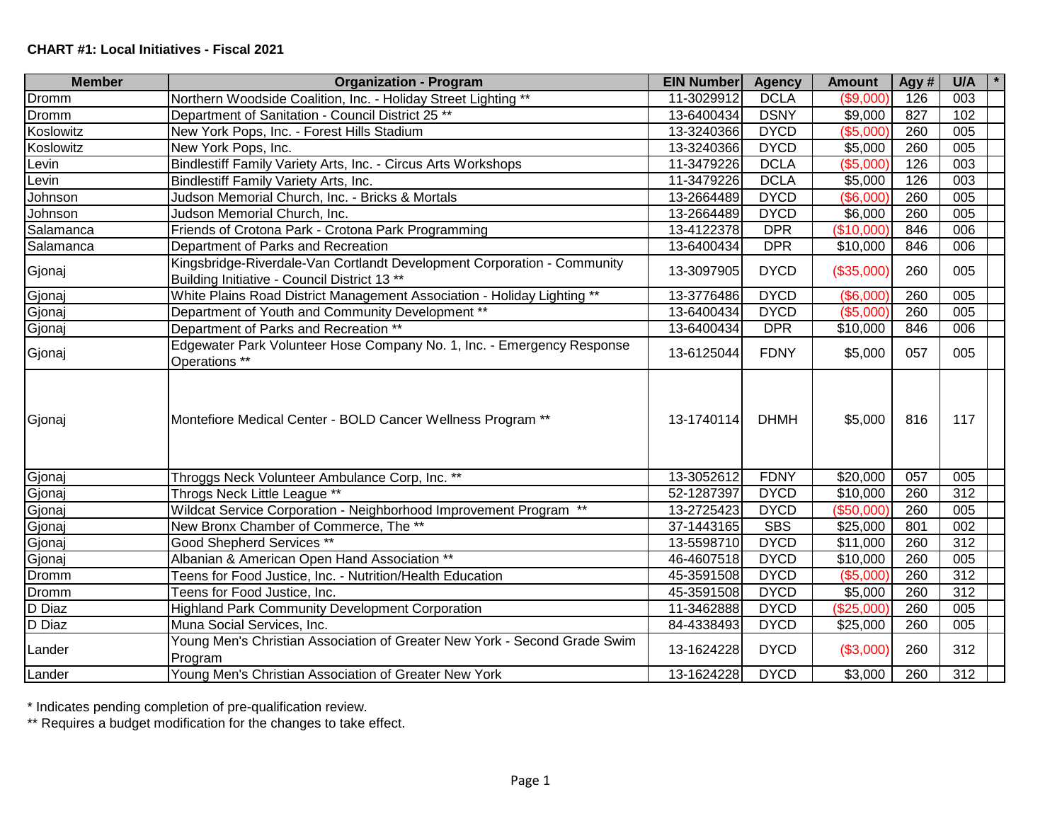**CHART #1: Local Initiatives - Fiscal 2021**

| Member | Organization - Program | EIN Number | Agency | Amount | Agy # | U/A | * |
|---|---|---|---|---|---|---|---|
| Dromm | Northern Woodside Coalition, Inc. - Holiday Street Lighting ** | 11-3029912 | DCLA | ($9,000) | 126 | 003 | |
| Dromm | Department of Sanitation - Council District 25 ** | 13-6400434 | DSNY | $9,000 | 827 | 102 | |
| Koslowitz | New York Pops, Inc. - Forest Hills Stadium | 13-3240366 | DYCD | ($5,000) | 260 | 005 | |
| Koslowitz | New York Pops, Inc. | 13-3240366 | DYCD | $5,000 | 260 | 005 | |
| Levin | Bindlestiff Family Variety Arts, Inc. - Circus Arts Workshops | 11-3479226 | DCLA | ($5,000) | 126 | 003 | |
| Levin | Bindlestiff Family Variety Arts, Inc. | 11-3479226 | DCLA | $5,000 | 126 | 003 | |
| Johnson | Judson Memorial Church, Inc. - Bricks & Mortals | 13-2664489 | DYCD | ($6,000) | 260 | 005 | |
| Johnson | Judson Memorial Church, Inc. | 13-2664489 | DYCD | $6,000 | 260 | 005 | |
| Salamanca | Friends of Crotona Park - Crotona Park Programming | 13-4122378 | DPR | ($10,000) | 846 | 006 | |
| Salamanca | Department of Parks and Recreation | 13-6400434 | DPR | $10,000 | 846 | 006 | |
| Gjonaj | Kingsbridge-Riverdale-Van Cortlandt Development Corporation - Community Building Initiative - Council District 13 ** | 13-3097905 | DYCD | ($35,000) | 260 | 005 | |
| Gjonaj | White Plains Road District Management Association - Holiday Lighting ** | 13-3776486 | DYCD | ($6,000) | 260 | 005 | |
| Gjonaj | Department of Youth and Community Development ** | 13-6400434 | DYCD | ($5,000) | 260 | 005 | |
| Gjonaj | Department of Parks and Recreation ** | 13-6400434 | DPR | $10,000 | 846 | 006 | |
| Gjonaj | Edgewater Park Volunteer Hose Company No. 1, Inc. - Emergency Response Operations ** | 13-6125044 | FDNY | $5,000 | 057 | 005 | |
| Gjonaj | Montefiore Medical Center - BOLD Cancer Wellness Program ** | 13-1740114 | DHMH | $5,000 | 816 | 117 | |
| Gjonaj | Throggs Neck Volunteer Ambulance Corp, Inc. ** | 13-3052612 | FDNY | $20,000 | 057 | 005 | |
| Gjonaj | Throgs Neck Little League ** | 52-1287397 | DYCD | $10,000 | 260 | 312 | |
| Gjonaj | Wildcat Service Corporation - Neighborhood Improvement Program ** | 13-2725423 | DYCD | ($50,000) | 260 | 005 | |
| Gjonaj | New Bronx Chamber of Commerce, The ** | 37-1443165 | SBS | $25,000 | 801 | 002 | |
| Gjonaj | Good Shepherd Services ** | 13-5598710 | DYCD | $11,000 | 260 | 312 | |
| Gjonaj | Albanian & American Open Hand Association ** | 46-4607518 | DYCD | $10,000 | 260 | 005 | |
| Dromm | Teens for Food Justice, Inc. - Nutrition/Health Education | 45-3591508 | DYCD | ($5,000) | 260 | 312 | |
| Dromm | Teens for Food Justice, Inc. | 45-3591508 | DYCD | $5,000 | 260 | 312 | |
| D Diaz | Highland Park Community Development Corporation | 11-3462888 | DYCD | ($25,000) | 260 | 005 | |
| D Diaz | Muna Social Services, Inc. | 84-4338493 | DYCD | $25,000 | 260 | 005 | |
| Lander | Young Men's Christian Association of Greater New York - Second Grade Swim Program | 13-1624228 | DYCD | ($3,000) | 260 | 312 | |
| Lander | Young Men's Christian Association of Greater New York | 13-1624228 | DYCD | $3,000 | 260 | 312 | |

* Indicates pending completion of pre-qualification review.

** Requires a budget modification for the changes to take effect.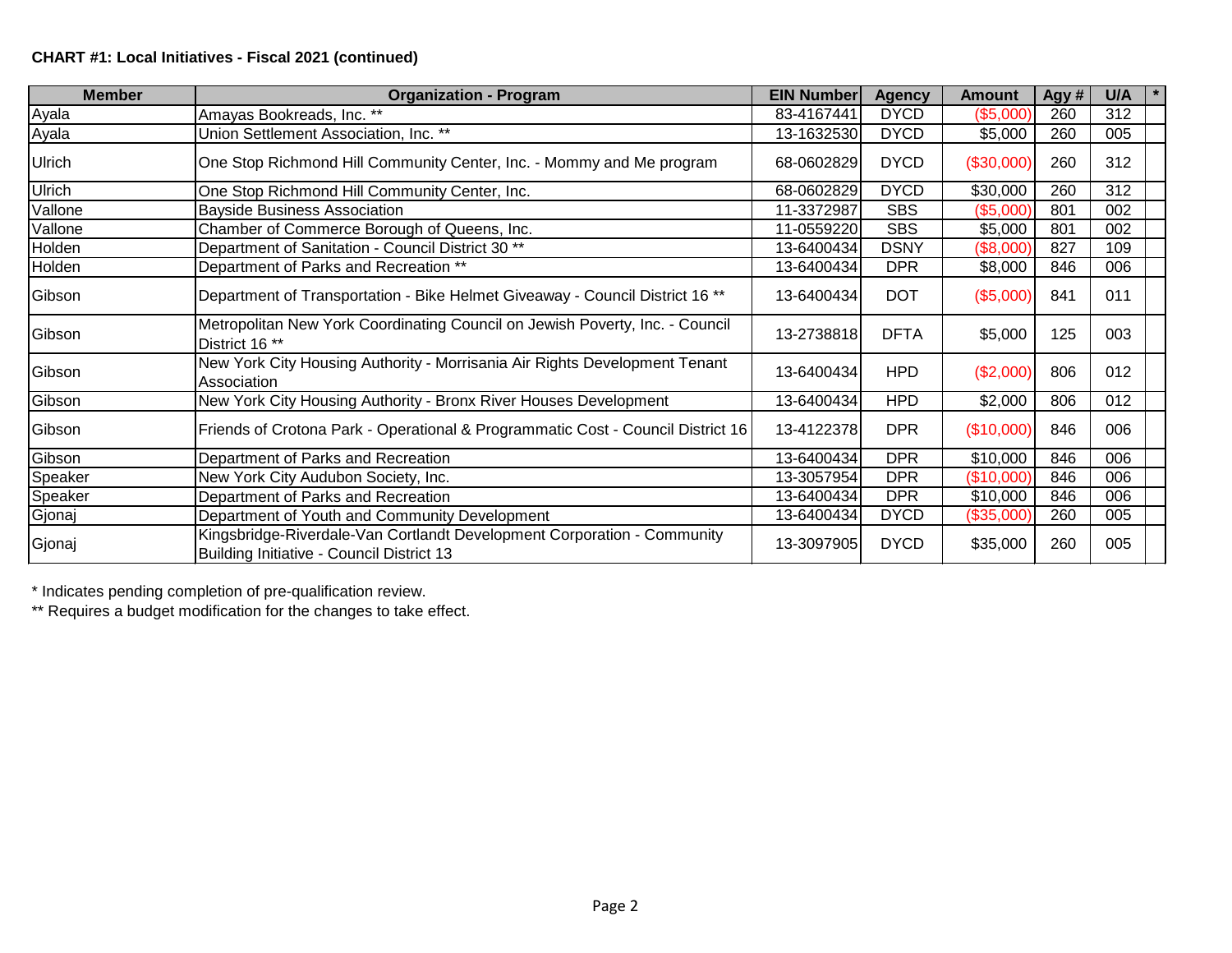**CHART #1: Local Initiatives - Fiscal 2021 (continued)**

| Member | Organization - Program | EIN Number | Agency | Amount | Agy # | U/A | * |
|---|---|---|---|---|---|---|---|
| Ayala | Amayas Bookreads, Inc. ** | 83-4167441 | DYCD | ($5,000) | 260 | 312 | |
| Ayala | Union Settlement Association, Inc. ** | 13-1632530 | DYCD | $5,000 | 260 | 005 | |
| Ulrich | One Stop Richmond Hill Community Center, Inc. - Mommy and Me program | 68-0602829 | DYCD | ($30,000) | 260 | 312 | |
| Ulrich | One Stop Richmond Hill Community Center, Inc. | 68-0602829 | DYCD | $30,000 | 260 | 312 | |
| Vallone | Bayside Business Association | 11-3372987 | SBS | ($5,000) | 801 | 002 | |
| Vallone | Chamber of Commerce Borough of Queens, Inc. | 11-0559220 | SBS | $5,000 | 801 | 002 | |
| Holden | Department of Sanitation - Council District 30 ** | 13-6400434 | DSNY | ($8,000) | 827 | 109 | |
| Holden | Department of Parks and Recreation ** | 13-6400434 | DPR | $8,000 | 846 | 006 | |
| Gibson | Department of Transportation - Bike Helmet Giveaway - Council District 16 ** | 13-6400434 | DOT | ($5,000) | 841 | 011 | |
| Gibson | Metropolitan New York Coordinating Council on Jewish Poverty, Inc. - Council District 16 ** | 13-2738818 | DFTA | $5,000 | 125 | 003 | |
| Gibson | New York City Housing Authority - Morrisania Air Rights Development Tenant Association | 13-6400434 | HPD | ($2,000) | 806 | 012 | |
| Gibson | New York City Housing Authority - Bronx River Houses Development | 13-6400434 | HPD | $2,000 | 806 | 012 | |
| Gibson | Friends of Crotona Park - Operational & Programmatic Cost - Council District 16 | 13-4122378 | DPR | ($10,000) | 846 | 006 | |
| Gibson | Department of Parks and Recreation | 13-6400434 | DPR | $10,000 | 846 | 006 | |
| Speaker | New York City Audubon Society, Inc. | 13-3057954 | DPR | ($10,000) | 846 | 006 | |
| Speaker | Department of Parks and Recreation | 13-6400434 | DPR | $10,000 | 846 | 006 | |
| Gjonaj | Department of Youth and Community Development | 13-6400434 | DYCD | ($35,000) | 260 | 005 | |
| Gjonaj | Kingsbridge-Riverdale-Van Cortlandt Development Corporation - Community Building Initiative - Council District 13 | 13-3097905 | DYCD | $35,000 | 260 | 005 | |

* Indicates pending completion of pre-qualification review.

** Requires a budget modification for the changes to take effect.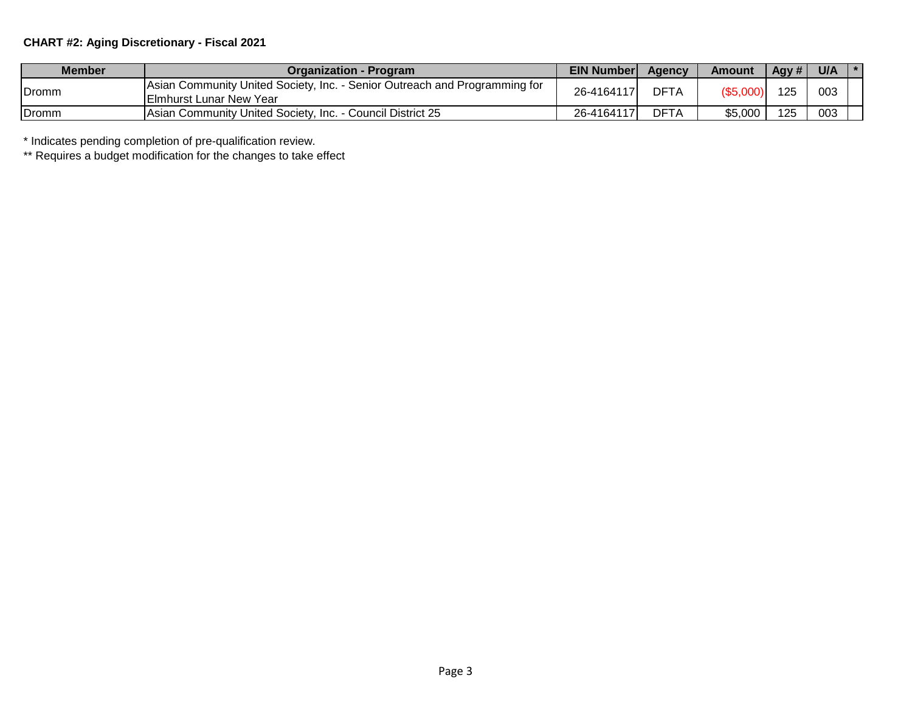**CHART #2: Aging Discretionary - Fiscal 2021**

| Member | Organization - Program | EIN Number | Agency | Amount | Agy # | U/A | * |
|---|---|---|---|---|---|---|---|
| Dromm | Asian Community United Society, Inc. - Senior Outreach and Programming for Elmhurst Lunar New Year | 26-4164117 | DFTA | ($5,000) | 125 | 003 | |
| Dromm | Asian Community United Society, Inc. - Council District 25 | 26-4164117 | DFTA | $5,000 | 125 | 003 | |

\* Indicates pending completion of pre-qualification review.

** Requires a budget modification for the changes to take effect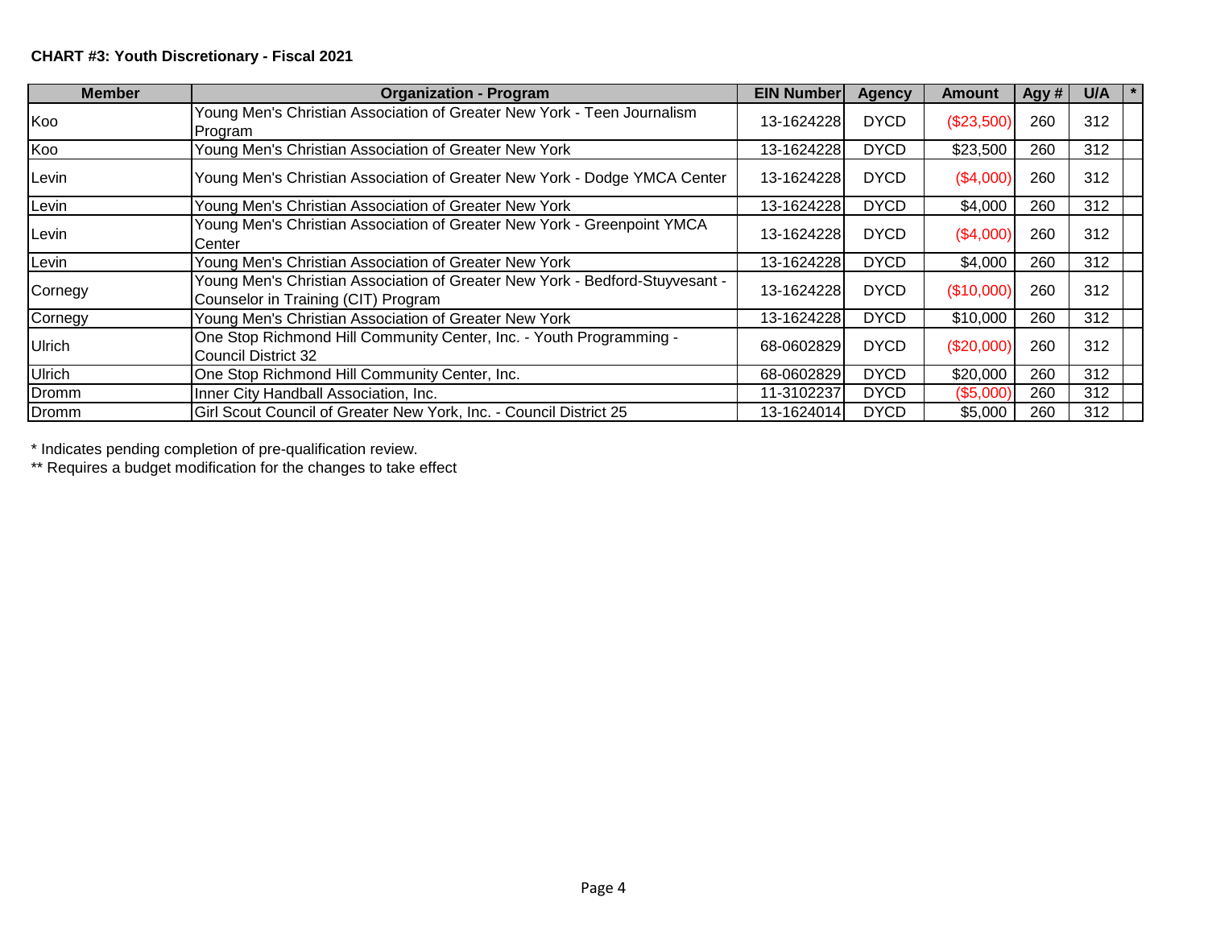**CHART #3: Youth Discretionary - Fiscal 2021**

| Member | Organization - Program | EIN Number | Agency | Amount | Agy # | U/A | * |
|---|---|---|---|---|---|---|---|
| Koo | Young Men's Christian Association of Greater New York - Teen Journalism Program | 13-1624228 | DYCD | ($23,500) | 260 | 312 | |
| Koo | Young Men's Christian Association of Greater New York | 13-1624228 | DYCD | $23,500 | 260 | 312 | |
| Levin | Young Men's Christian Association of Greater New York - Dodge YMCA Center | 13-1624228 | DYCD | ($4,000) | 260 | 312 | |
| Levin | Young Men's Christian Association of Greater New York | 13-1624228 | DYCD | $4,000 | 260 | 312 | |
| Levin | Young Men's Christian Association of Greater New York - Greenpoint YMCA Center | 13-1624228 | DYCD | ($4,000) | 260 | 312 | |
| Levin | Young Men's Christian Association of Greater New York | 13-1624228 | DYCD | $4,000 | 260 | 312 | |
| Cornegy | Young Men's Christian Association of Greater New York - Bedford-Stuyvesant - Counselor in Training (CIT) Program | 13-1624228 | DYCD | ($10,000) | 260 | 312 | |
| Cornegy | Young Men's Christian Association of Greater New York | 13-1624228 | DYCD | $10,000 | 260 | 312 | |
| Ulrich | One Stop Richmond Hill Community Center, Inc. - Youth Programming - Council District 32 | 68-0602829 | DYCD | ($20,000) | 260 | 312 | |
| Ulrich | One Stop Richmond Hill Community Center, Inc. | 68-0602829 | DYCD | $20,000 | 260 | 312 | |
| Dromm | Inner City Handball Association, Inc. | 11-3102237 | DYCD | ($5,000) | 260 | 312 | |
| Dromm | Girl Scout Council of Greater New York, Inc. - Council District 25 | 13-1624014 | DYCD | $5,000 | 260 | 312 | |

\* Indicates pending completion of pre-qualification review.

\*\* Requires a budget modification for the changes to take effect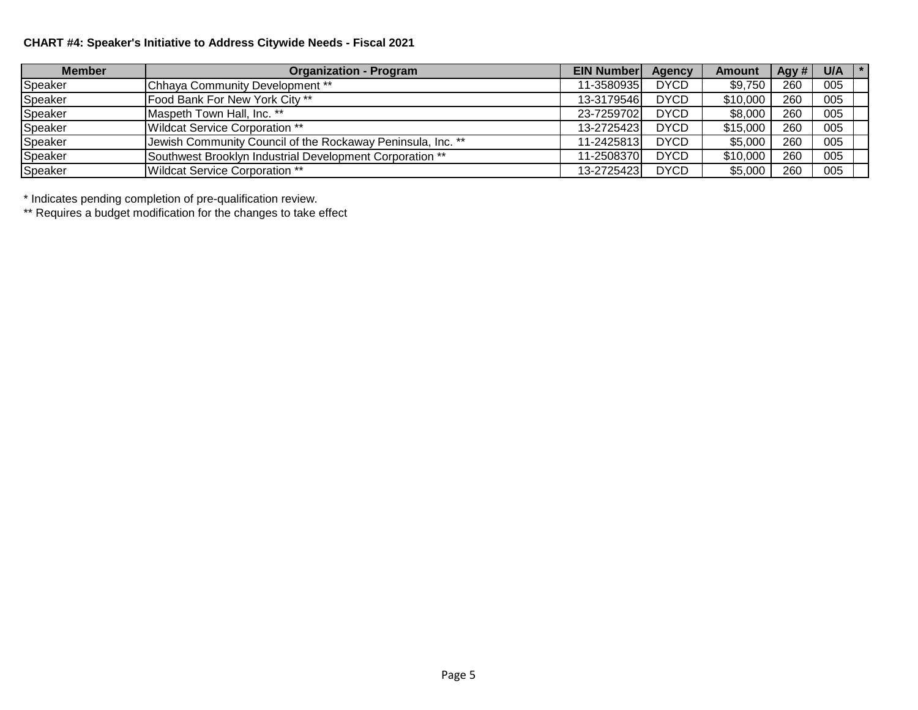**CHART #4: Speaker's Initiative to Address Citywide Needs - Fiscal 2021**

| Member | Organization - Program | EIN Number | Agency | Amount | Agy # | U/A | * |
|---|---|---|---|---|---|---|---|
| Speaker | Chhaya Community Development ** | 11-3580935 | DYCD | $9,750 | 260 | 005 | |
| Speaker | Food Bank For New York City ** | 13-3179546 | DYCD | $10,000 | 260 | 005 | |
| Speaker | Maspeth Town Hall, Inc. ** | 23-7259702 | DYCD | $8,000 | 260 | 005 | |
| Speaker | Wildcat Service Corporation ** | 13-2725423 | DYCD | $15,000 | 260 | 005 | |
| Speaker | Jewish Community Council of the Rockaway Peninsula, Inc. ** | 11-2425813 | DYCD | $5,000 | 260 | 005 | |
| Speaker | Southwest Brooklyn Industrial Development Corporation ** | 11-2508370 | DYCD | $10,000 | 260 | 005 | |
| Speaker | Wildcat Service Corporation ** | 13-2725423 | DYCD | $5,000 | 260 | 005 | |

* Indicates pending completion of pre-qualification review.

** Requires a budget modification for the changes to take effect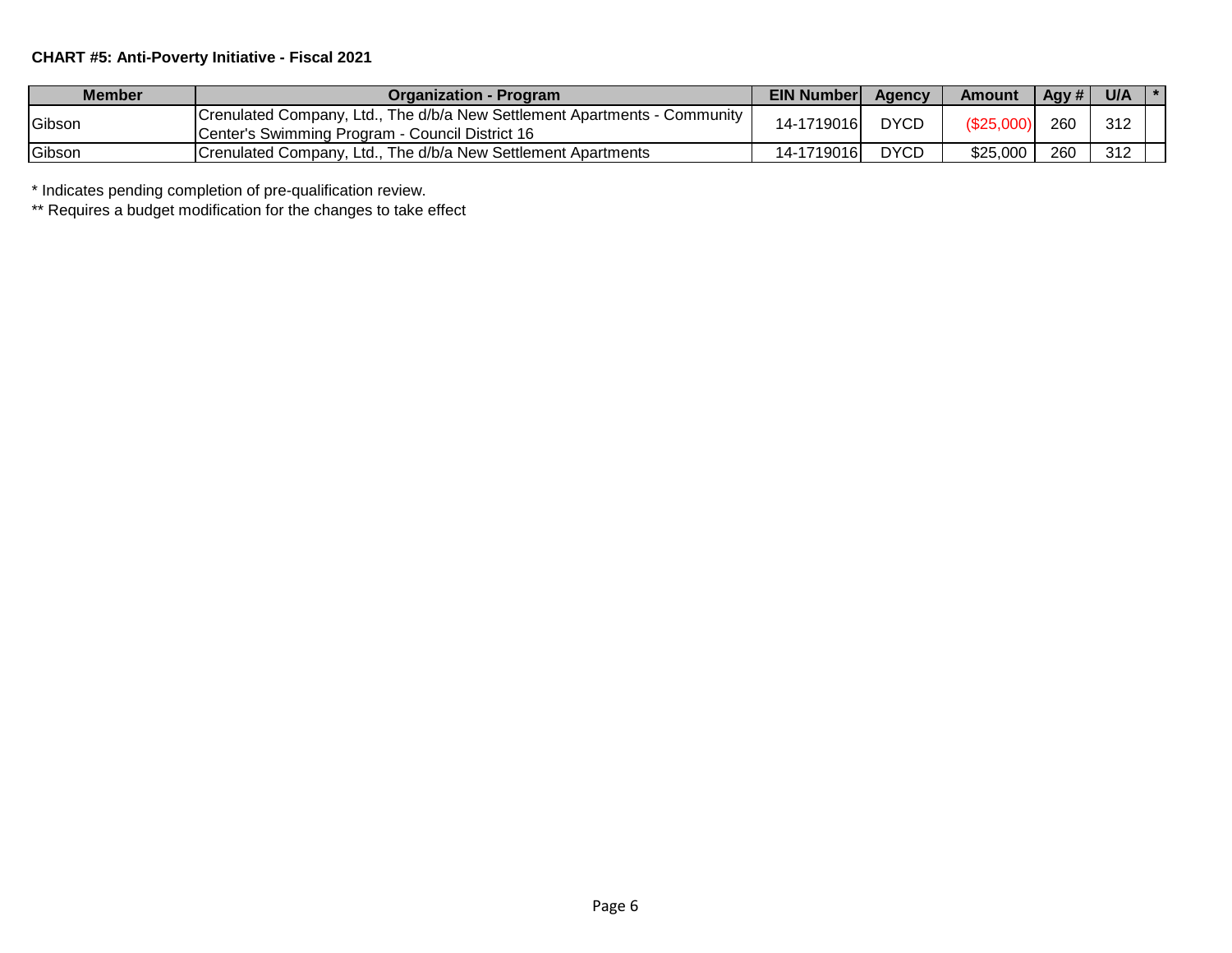**CHART #5: Anti-Poverty Initiative - Fiscal 2021**

| Member | Organization - Program | EIN Number | Agency | Amount | Agy # | U/A | * |
|---|---|---|---|---|---|---|---|
| Gibson | Crenulated Company, Ltd., The d/b/a New Settlement Apartments - Community Center's Swimming Program - Council District 16 | 14-1719016 | DYCD | ($25,000) | 260 | 312 | |
| Gibson | Crenulated Company, Ltd., The d/b/a New Settlement Apartments | 14-1719016 | DYCD | $25,000 | 260 | 312 | |

* Indicates pending completion of pre-qualification review.

** Requires a budget modification for the changes to take effect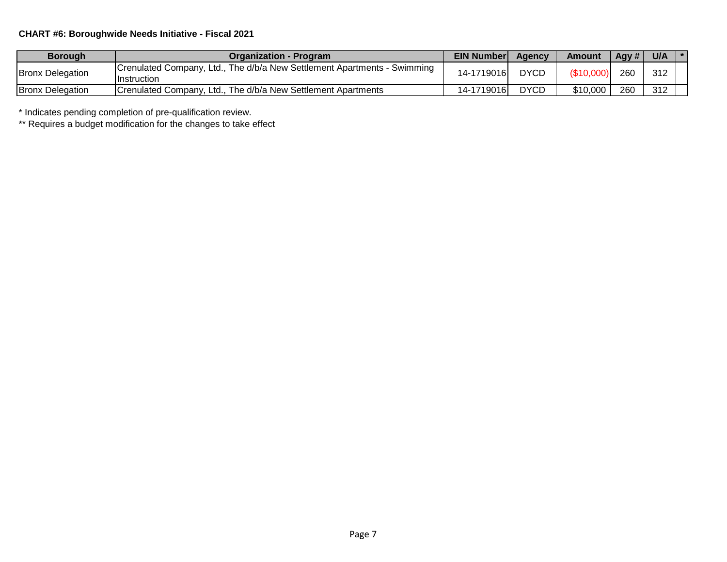**CHART #6: Boroughwide Needs Initiative - Fiscal 2021**

| Borough | Organization - Program | EIN Number | Agency | Amount | Agy # | U/A | * |
|---|---|---|---|---|---|---|---|
| Bronx Delegation | Crenulated Company, Ltd., The d/b/a New Settlement Apartments - Swimming Instruction | 14-1719016 | DYCD | ($10,000) | 260 | 312 | |
| Bronx Delegation | Crenulated Company, Ltd., The d/b/a New Settlement Apartments | 14-1719016 | DYCD | $10,000 | 260 | 312 | |

* Indicates pending completion of pre-qualification review.

** Requires a budget modification for the changes to take effect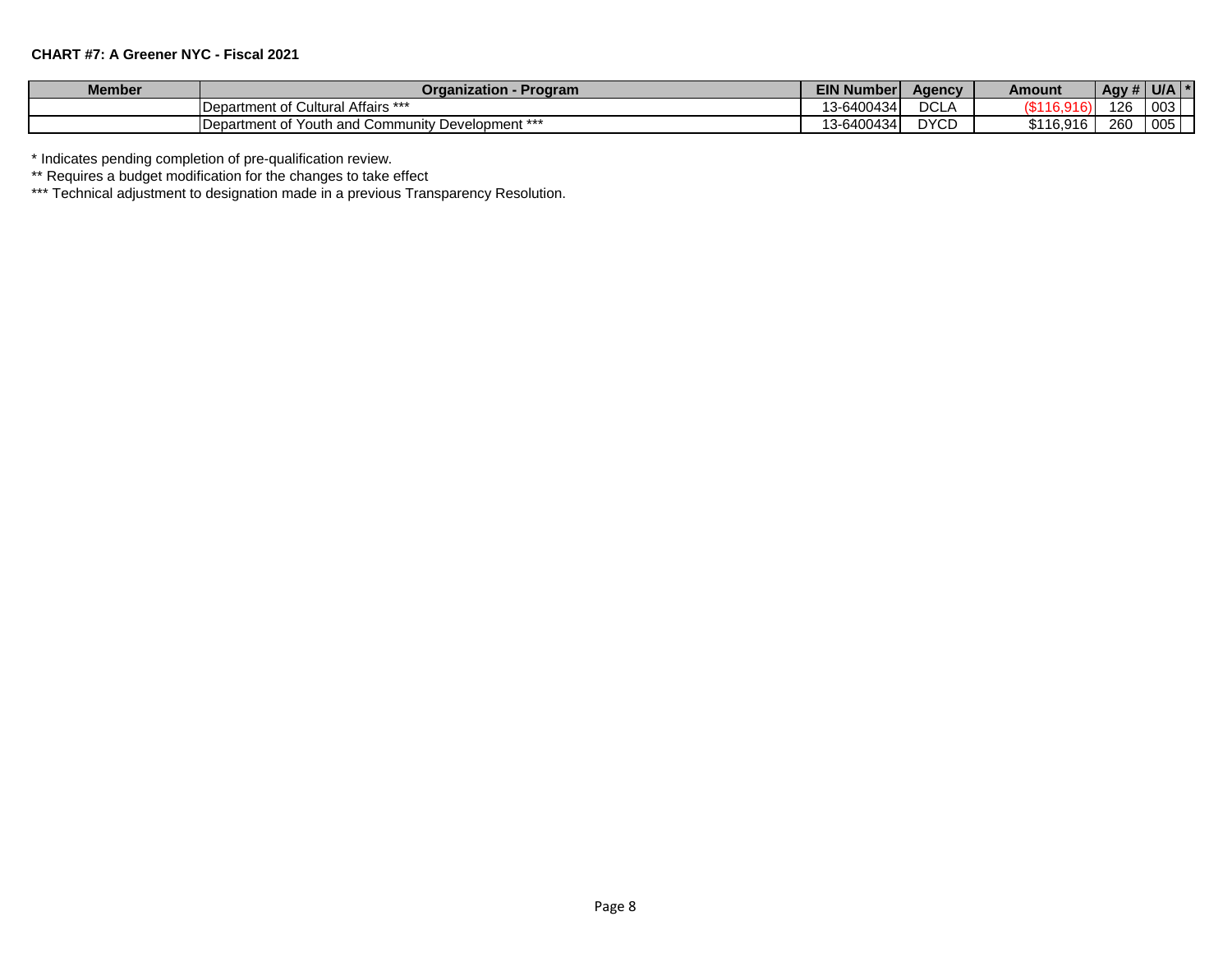**CHART #7: A Greener NYC - Fiscal 2021**

| Member | Organization - Program | EIN Number | Agency | Amount | Agy # | U/A | * |
|---|---|---|---|---|---|---|---|
| | Department of Cultural Affairs *** | 13-6400434 | DCLA | ($116,916) | 126 | 003 | |
| | Department of Youth and Community Development *** | 13-6400434 | DYCD | $116,916 | 260 | 005 | |

* Indicates pending completion of pre-qualification review.

** Requires a budget modification for the changes to take effect

*** Technical adjustment to designation made in a previous Transparency Resolution.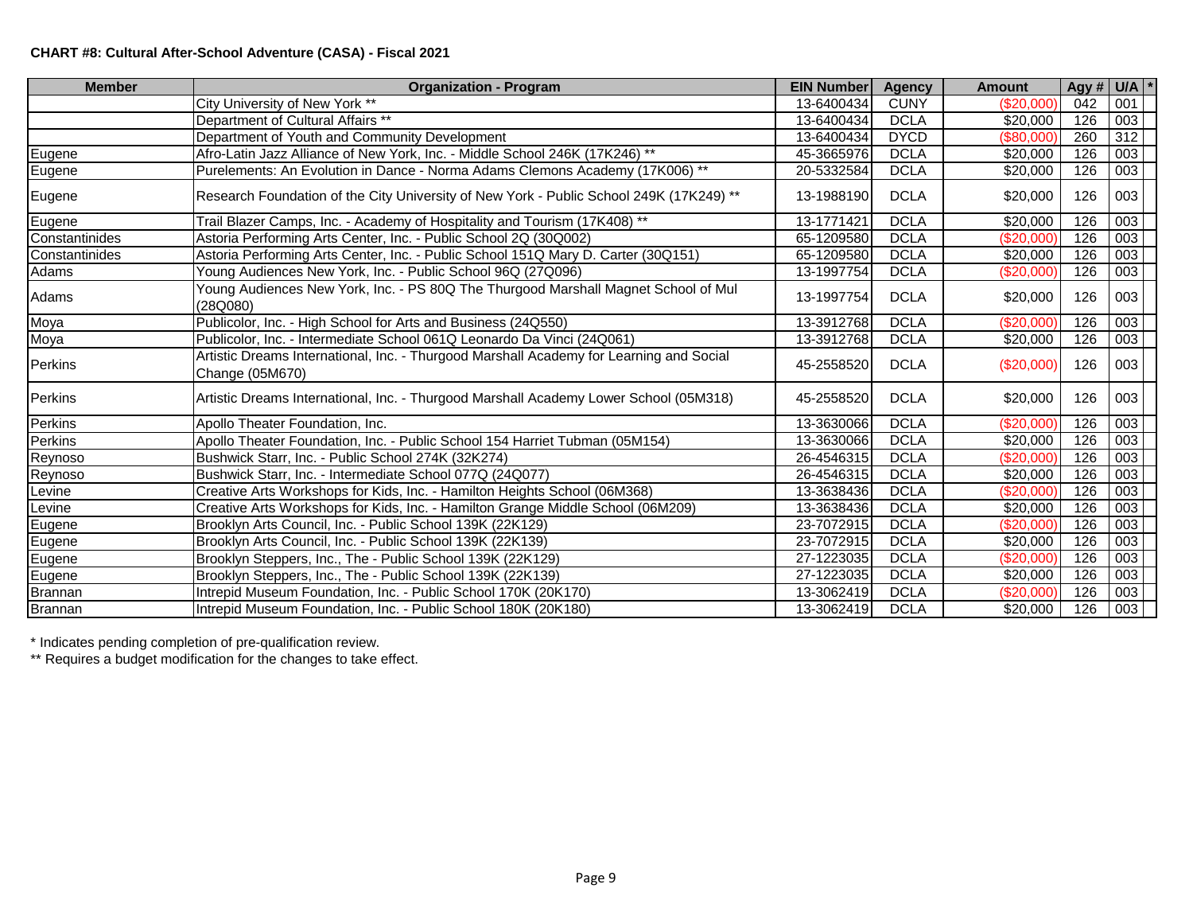**CHART #8: Cultural After-School Adventure (CASA) - Fiscal 2021**

| Member | Organization - Program | EIN Number | Agency | Amount | Agy # | U/A | * |
|---|---|---|---|---|---|---|---|
| | City University of New York ** | 13-6400434 | CUNY | ($20,000) | 042 | 001 | |
| | Department of Cultural Affairs ** | 13-6400434 | DCLA | $20,000 | 126 | 003 | |
| | Department of Youth and Community Development | 13-6400434 | DYCD | ($80,000) | 260 | 312 | |
| Eugene | Afro-Latin Jazz Alliance of New York, Inc. - Middle School 246K (17K246) ** | 45-3665976 | DCLA | $20,000 | 126 | 003 | |
| Eugene | Purelements: An Evolution in Dance - Norma Adams Clemons Academy (17K006) ** | 20-5332584 | DCLA | $20,000 | 126 | 003 | |
| Eugene | Research Foundation of the City University of New York - Public School 249K (17K249) ** | 13-1988190 | DCLA | $20,000 | 126 | 003 | |
| Eugene | Trail Blazer Camps, Inc. - Academy of Hospitality and Tourism (17K408) ** | 13-1771421 | DCLA | $20,000 | 126 | 003 | |
| Constantinides | Astoria Performing Arts Center, Inc. - Public School 2Q (30Q002) | 65-1209580 | DCLA | ($20,000) | 126 | 003 | |
| Constantinides | Astoria Performing Arts Center, Inc. - Public School 151Q Mary D. Carter (30Q151) | 65-1209580 | DCLA | $20,000 | 126 | 003 | |
| Adams | Young Audiences New York, Inc. - Public School 96Q (27Q096) | 13-1997754 | DCLA | ($20,000) | 126 | 003 | |
| Adams | Young Audiences New York, Inc. - PS 80Q The Thurgood Marshall Magnet School of Mul (28Q080) | 13-1997754 | DCLA | $20,000 | 126 | 003 | |
| Moya | Publicolor, Inc. - High School for Arts and Business (24Q550) | 13-3912768 | DCLA | ($20,000) | 126 | 003 | |
| Moya | Publicolor, Inc. - Intermediate School 061Q Leonardo Da Vinci (24Q061) | 13-3912768 | DCLA | $20,000 | 126 | 003 | |
| Perkins | Artistic Dreams International, Inc. - Thurgood Marshall Academy for Learning and Social Change (05M670) | 45-2558520 | DCLA | ($20,000) | 126 | 003 | |
| Perkins | Artistic Dreams International, Inc. - Thurgood Marshall Academy Lower School (05M318) | 45-2558520 | DCLA | $20,000 | 126 | 003 | |
| Perkins | Apollo Theater Foundation, Inc. | 13-3630066 | DCLA | ($20,000) | 126 | 003 | |
| Perkins | Apollo Theater Foundation, Inc. - Public School 154 Harriet Tubman (05M154) | 13-3630066 | DCLA | $20,000 | 126 | 003 | |
| Reynoso | Bushwick Starr, Inc. - Public School 274K (32K274) | 26-4546315 | DCLA | ($20,000) | 126 | 003 | |
| Reynoso | Bushwick Starr, Inc. - Intermediate School 077Q (24Q077) | 26-4546315 | DCLA | $20,000 | 126 | 003 | |
| Levine | Creative Arts Workshops for Kids, Inc. - Hamilton Heights School (06M368) | 13-3638436 | DCLA | ($20,000) | 126 | 003 | |
| Levine | Creative Arts Workshops for Kids, Inc. - Hamilton Grange Middle School (06M209) | 13-3638436 | DCLA | $20,000 | 126 | 003 | |
| Eugene | Brooklyn Arts Council, Inc. - Public School 139K (22K129) | 23-7072915 | DCLA | ($20,000) | 126 | 003 | |
| Eugene | Brooklyn Arts Council, Inc. - Public School 139K (22K139) | 23-7072915 | DCLA | $20,000 | 126 | 003 | |
| Eugene | Brooklyn Steppers, Inc., The - Public School 139K (22K129) | 27-1223035 | DCLA | ($20,000) | 126 | 003 | |
| Eugene | Brooklyn Steppers, Inc., The - Public School 139K (22K139) | 27-1223035 | DCLA | $20,000 | 126 | 003 | |
| Brannan | Intrepid Museum Foundation, Inc. - Public School 170K (20K170) | 13-3062419 | DCLA | ($20,000) | 126 | 003 | |
| Brannan | Intrepid Museum Foundation, Inc. - Public School 180K (20K180) | 13-3062419 | DCLA | $20,000 | 126 | 003 | |

\* Indicates pending completion of pre-qualification review.

** Requires a budget modification for the changes to take effect.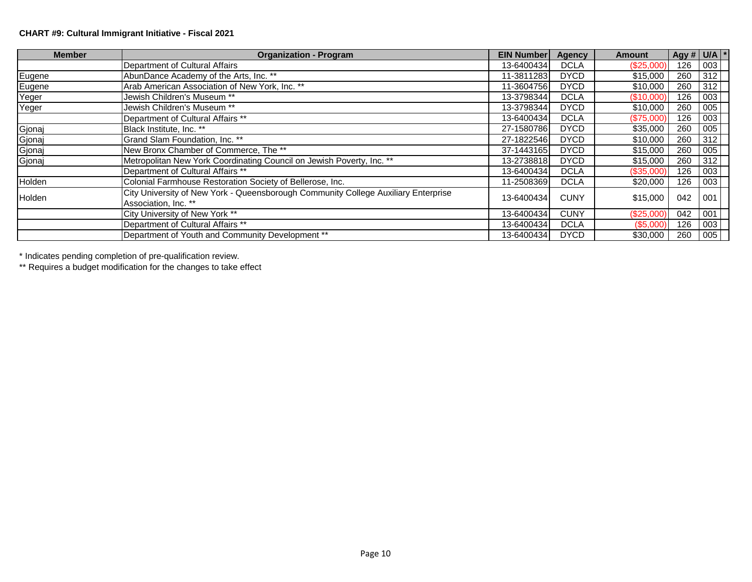**CHART #9: Cultural Immigrant Initiative - Fiscal 2021**

| Member | Organization - Program | EIN Number | Agency | Amount | Agy # | U/A | * |
|---|---|---|---|---|---|---|---|
| | Department of Cultural Affairs | 13-6400434 | DCLA | ($25,000) | 126 | 003 | |
| Eugene | AbunDance Academy of the Arts, Inc. ** | 11-3811283 | DYCD | $15,000 | 260 | 312 | |
| Eugene | Arab American Association of New York, Inc. ** | 11-3604756 | DYCD | $10,000 | 260 | 312 | |
| Yeger | Jewish Children's Museum ** | 13-3798344 | DCLA | ($10,000) | 126 | 003 | |
| Yeger | Jewish Children's Museum ** | 13-3798344 | DYCD | $10,000 | 260 | 005 | |
| | Department of Cultural Affairs ** | 13-6400434 | DCLA | ($75,000) | 126 | 003 | |
| Gjonaj | Black Institute, Inc. ** | 27-1580786 | DYCD | $35,000 | 260 | 005 | |
| Gjonaj | Grand Slam Foundation, Inc. ** | 27-1822546 | DYCD | $10,000 | 260 | 312 | |
| Gjonaj | New Bronx Chamber of Commerce, The ** | 37-1443165 | DYCD | $15,000 | 260 | 005 | |
| Gjonaj | Metropolitan New York Coordinating Council on Jewish Poverty, Inc. ** | 13-2738818 | DYCD | $15,000 | 260 | 312 | |
| | Department of Cultural Affairs ** | 13-6400434 | DCLA | ($35,000) | 126 | 003 | |
| Holden | Colonial Farmhouse Restoration Society of Bellerose, Inc. | 11-2508369 | DCLA | $20,000 | 126 | 003 | |
| Holden | City University of New York - Queensborough Community College Auxiliary Enterprise Association, Inc. ** | 13-6400434 | CUNY | $15,000 | 042 | 001 | |
| | City University of New York ** | 13-6400434 | CUNY | ($25,000) | 042 | 001 | |
| | Department of Cultural Affairs ** | 13-6400434 | DCLA | ($5,000) | 126 | 003 | |
| | Department of Youth and Community Development ** | 13-6400434 | DYCD | $30,000 | 260 | 005 | |

* Indicates pending completion of pre-qualification review.

** Requires a budget modification for the changes to take effect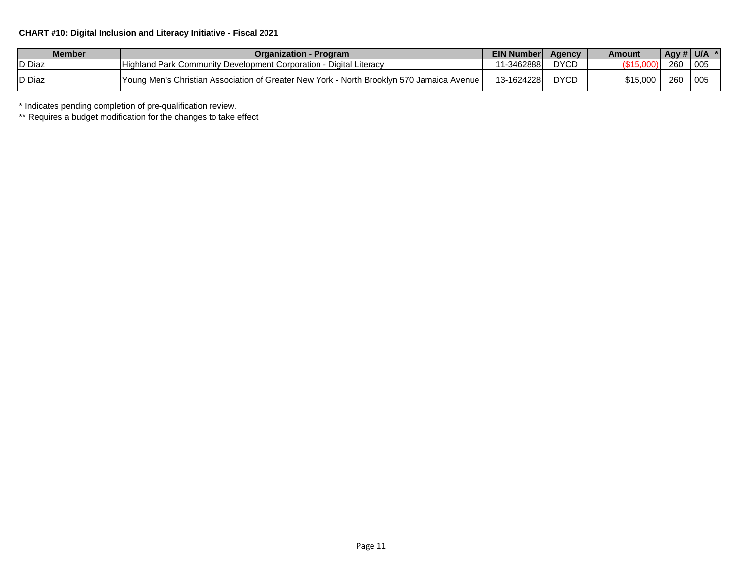**CHART #10: Digital Inclusion and Literacy Initiative - Fiscal 2021**

| Member | Organization - Program | EIN Number | Agency | Amount | Agy # | U/A | * |
|---|---|---|---|---|---|---|---|
| D Diaz | Highland Park Community Development Corporation - Digital Literacy | 11-3462888 | DYCD | ($15,000) | 260 | 005 | |
| D Diaz | Young Men's Christian Association of Greater New York - North Brooklyn 570 Jamaica Avenue | 13-1624228 | DYCD | $15,000 | 260 | 005 | |

* Indicates pending completion of pre-qualification review.

** Requires a budget modification for the changes to take effect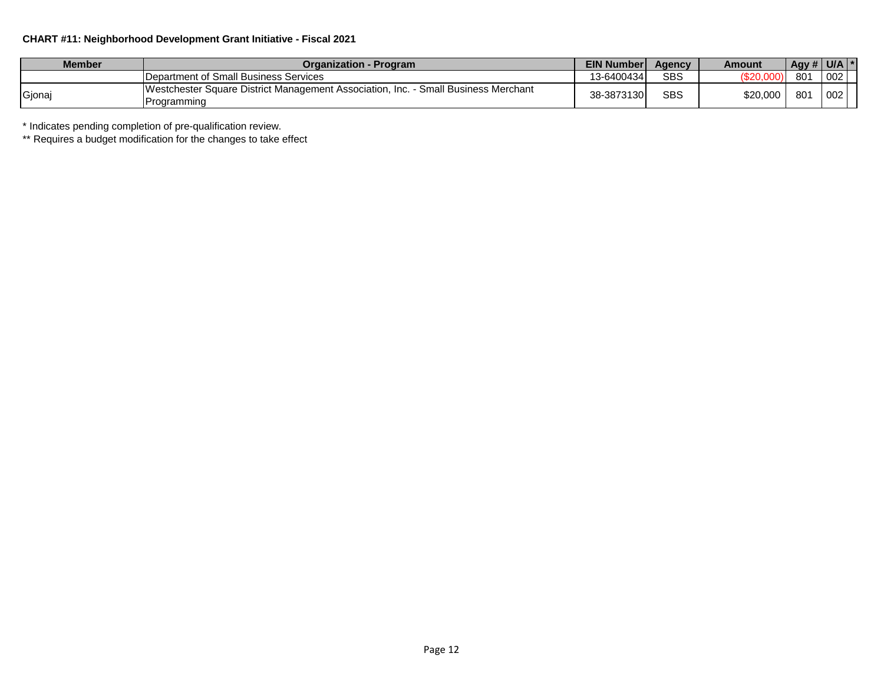**CHART #11: Neighborhood Development Grant Initiative - Fiscal 2021**

| Member | Organization - Program | EIN Number | Agency | Amount | Agy # | U/A | * |
|---|---|---|---|---|---|---|---|
| | Department of Small Business Services | 13-6400434 | SBS | ($20,000) | 801 | 002 | |
| Gjonaj | Westchester Square District Management Association, Inc. - Small Business Merchant Programming | 38-3873130 | SBS | $20,000 | 801 | 002 | |

* Indicates pending completion of pre-qualification review.

** Requires a budget modification for the changes to take effect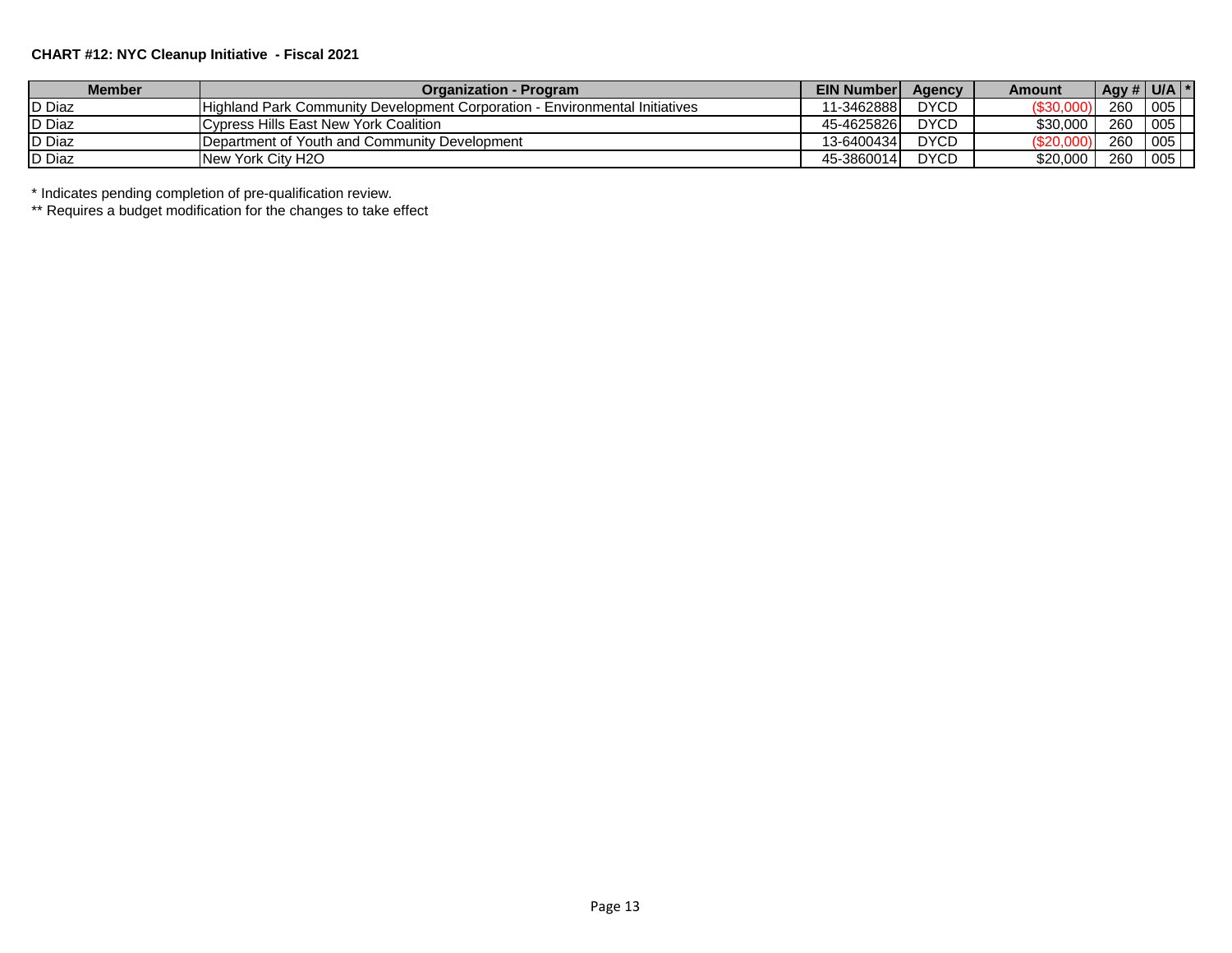**CHART #12: NYC Cleanup Initiative - Fiscal 2021**

| Member | Organization - Program | EIN Number | Agency | Amount | Agy # | U/A | * |
|---|---|---|---|---|---|---|---|
| D Diaz | Highland Park Community Development Corporation - Environmental Initiatives | 11-3462888 | DYCD | ($30,000) | 260 | 005 | |
| D Diaz | Cypress Hills East New York Coalition | 45-4625826 | DYCD | $30,000 | 260 | 005 | |
| D Diaz | Department of Youth and Community Development | 13-6400434 | DYCD | ($20,000) | 260 | 005 | |
| D Diaz | New York City H2O | 45-3860014 | DYCD | $20,000 | 260 | 005 | |

* Indicates pending completion of pre-qualification review.

** Requires a budget modification for the changes to take effect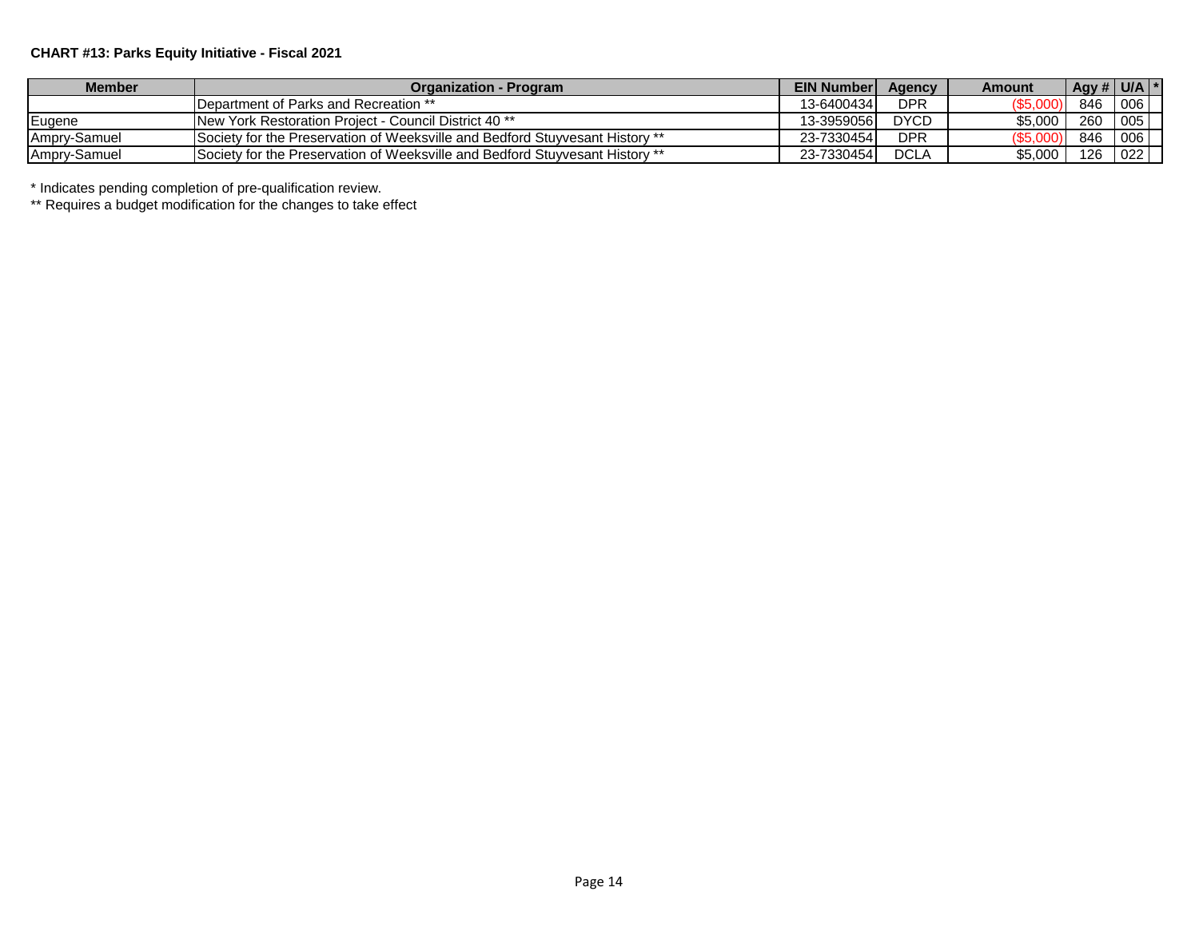**CHART #13: Parks Equity Initiative - Fiscal 2021**

| Member | Organization - Program | EIN Number | Agency | Amount | Agy # | U/A | * |
|---|---|---|---|---|---|---|---|
| | Department of Parks and Recreation ** | 13-6400434 | DPR | ($5,000) | 846 | 006 | |
| Eugene | New York Restoration Project - Council District 40 ** | 13-3959056 | DYCD | $5,000 | 260 | 005 | |
| Ampry-Samuel | Society for the Preservation of Weeksville and Bedford Stuyvesant History ** | 23-7330454 | DPR | ($5,000) | 846 | 006 | |
| Ampry-Samuel | Society for the Preservation of Weeksville and Bedford Stuyvesant History ** | 23-7330454 | DCLA | $5,000 | 126 | 022 | |

* Indicates pending completion of pre-qualification review.

** Requires a budget modification for the changes to take effect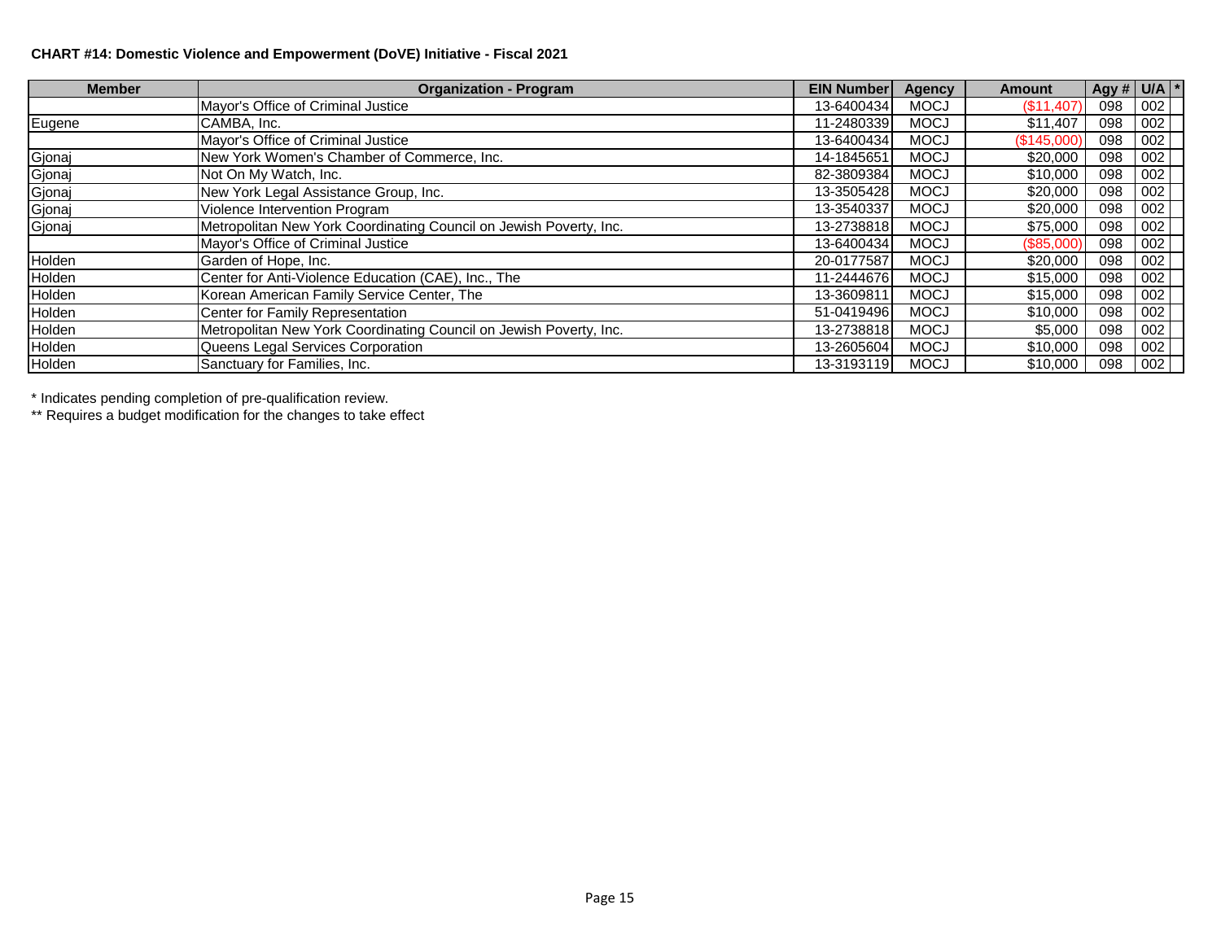**CHART #14: Domestic Violence and Empowerment (DoVE) Initiative - Fiscal 2021**

| Member | Organization - Program | EIN Number | Agency | Amount | Agy # | U/A | * |
|---|---|---|---|---|---|---|---|
| | Mayor's Office of Criminal Justice | 13-6400434 | MOCJ | ($11,407) | 098 | 002 | |
| Eugene | CAMBA, Inc. | 11-2480339 | MOCJ | $11,407 | 098 | 002 | |
| | Mayor's Office of Criminal Justice | 13-6400434 | MOCJ | ($145,000) | 098 | 002 | |
| Gjonaj | New York Women's Chamber of Commerce, Inc. | 14-1845651 | MOCJ | $20,000 | 098 | 002 | |
| Gjonaj | Not On My Watch, Inc. | 82-3809384 | MOCJ | $10,000 | 098 | 002 | |
| Gjonaj | New York Legal Assistance Group, Inc. | 13-3505428 | MOCJ | $20,000 | 098 | 002 | |
| Gjonaj | Violence Intervention Program | 13-3540337 | MOCJ | $20,000 | 098 | 002 | |
| Gjonaj | Metropolitan New York Coordinating Council on Jewish Poverty, Inc. | 13-2738818 | MOCJ | $75,000 | 098 | 002 | |
| | Mayor's Office of Criminal Justice | 13-6400434 | MOCJ | ($85,000) | 098 | 002 | |
| Holden | Garden of Hope, Inc. | 20-0177587 | MOCJ | $20,000 | 098 | 002 | |
| Holden | Center for Anti-Violence Education (CAE), Inc., The | 11-2444676 | MOCJ | $15,000 | 098 | 002 | |
| Holden | Korean American Family Service Center, The | 13-3609811 | MOCJ | $15,000 | 098 | 002 | |
| Holden | Center for Family Representation | 51-0419496 | MOCJ | $10,000 | 098 | 002 | |
| Holden | Metropolitan New York Coordinating Council on Jewish Poverty, Inc. | 13-2738818 | MOCJ | $5,000 | 098 | 002 | |
| Holden | Queens Legal Services Corporation | 13-2605604 | MOCJ | $10,000 | 098 | 002 | |
| Holden | Sanctuary for Families, Inc. | 13-3193119 | MOCJ | $10,000 | 098 | 002 | |

\* Indicates pending completion of pre-qualification review.

\*\* Requires a budget modification for the changes to take effect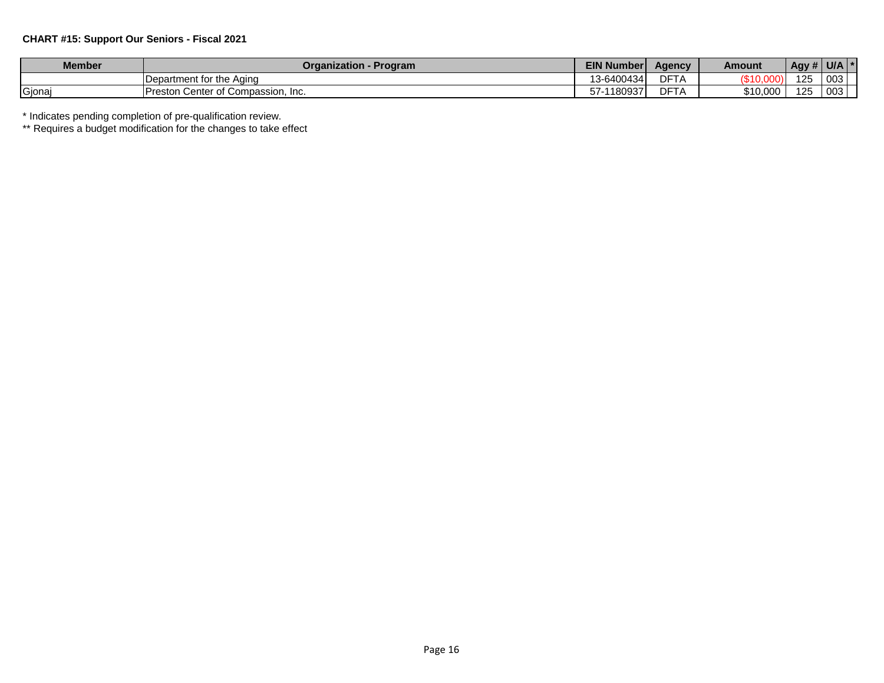**CHART #15: Support Our Seniors - Fiscal 2021**

| Member | Organization - Program | EIN Number | Agency | Amount | Agy # | U/A | * |
|---|---|---|---|---|---|---|---|
| | Department for the Aging | 13-6400434 | DFTA | ($10,000) | 125 | 003 | |
| Gjonaj | Preston Center of Compassion, Inc. | 57-1180937 | DFTA | $10,000 | 125 | 003 | |

* Indicates pending completion of pre-qualification review.

** Requires a budget modification for the changes to take effect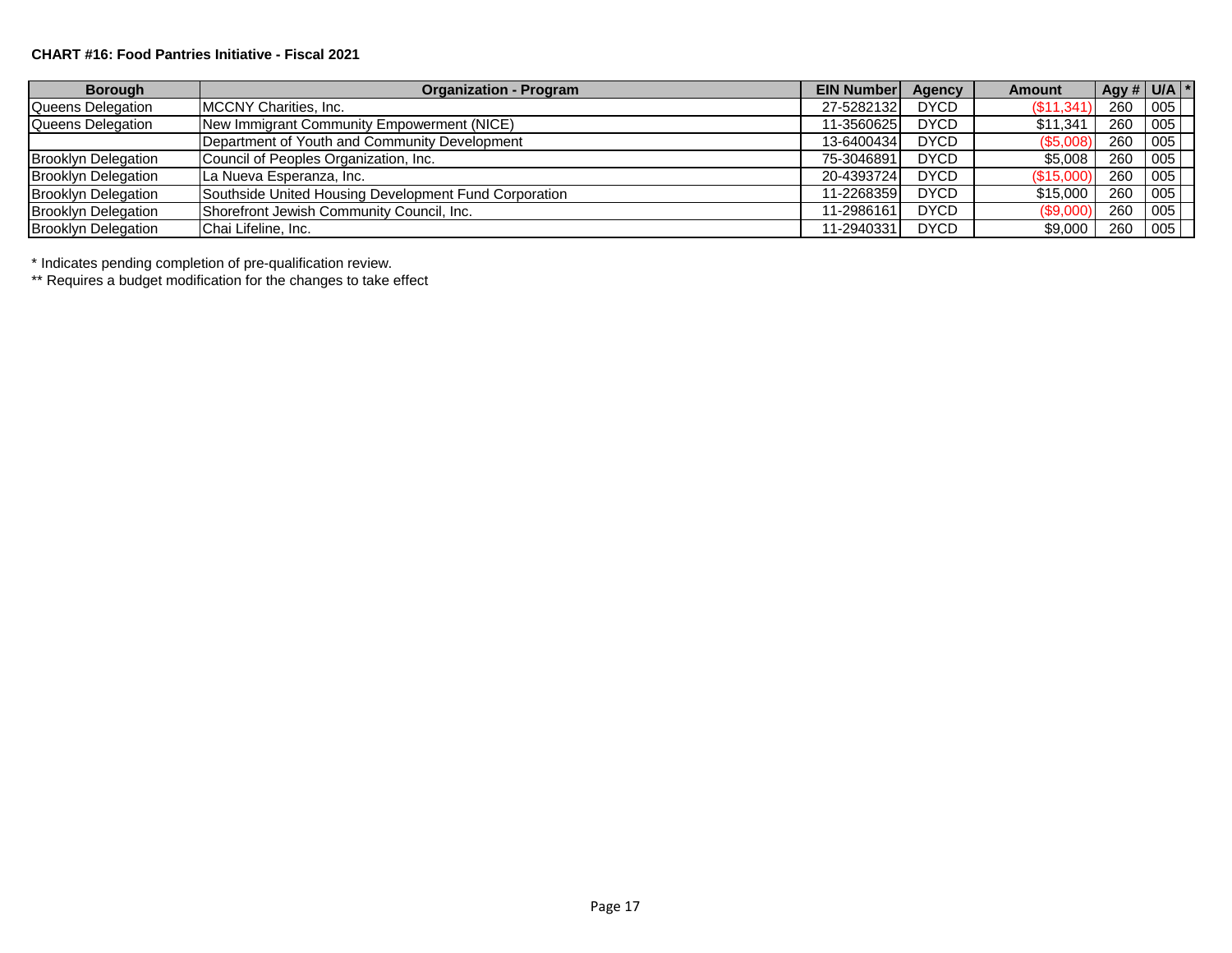**CHART #16: Food Pantries Initiative - Fiscal 2021**

| Borough | Organization - Program | EIN Number | Agency | Amount | Agy # | U/A | * |
|---|---|---|---|---|---|---|---|
| Queens Delegation | MCCNY Charities, Inc. | 27-5282132 | DYCD | ($11,341) | 260 | 005 | |
| Queens Delegation | New Immigrant Community Empowerment (NICE) | 11-3560625 | DYCD | $11,341 | 260 | 005 | |
| | Department of Youth and Community Development | 13-6400434 | DYCD | ($5,008) | 260 | 005 | |
| Brooklyn Delegation | Council of Peoples Organization, Inc. | 75-3046891 | DYCD | $5,008 | 260 | 005 | |
| Brooklyn Delegation | La Nueva Esperanza, Inc. | 20-4393724 | DYCD | ($15,000) | 260 | 005 | |
| Brooklyn Delegation | Southside United Housing Development Fund Corporation | 11-2268359 | DYCD | $15,000 | 260 | 005 | |
| Brooklyn Delegation | Shorefront Jewish Community Council, Inc. | 11-2986161 | DYCD | ($9,000) | 260 | 005 | |
| Brooklyn Delegation | Chai Lifeline, Inc. | 11-2940331 | DYCD | $9,000 | 260 | 005 | |

* Indicates pending completion of pre-qualification review.

** Requires a budget modification for the changes to take effect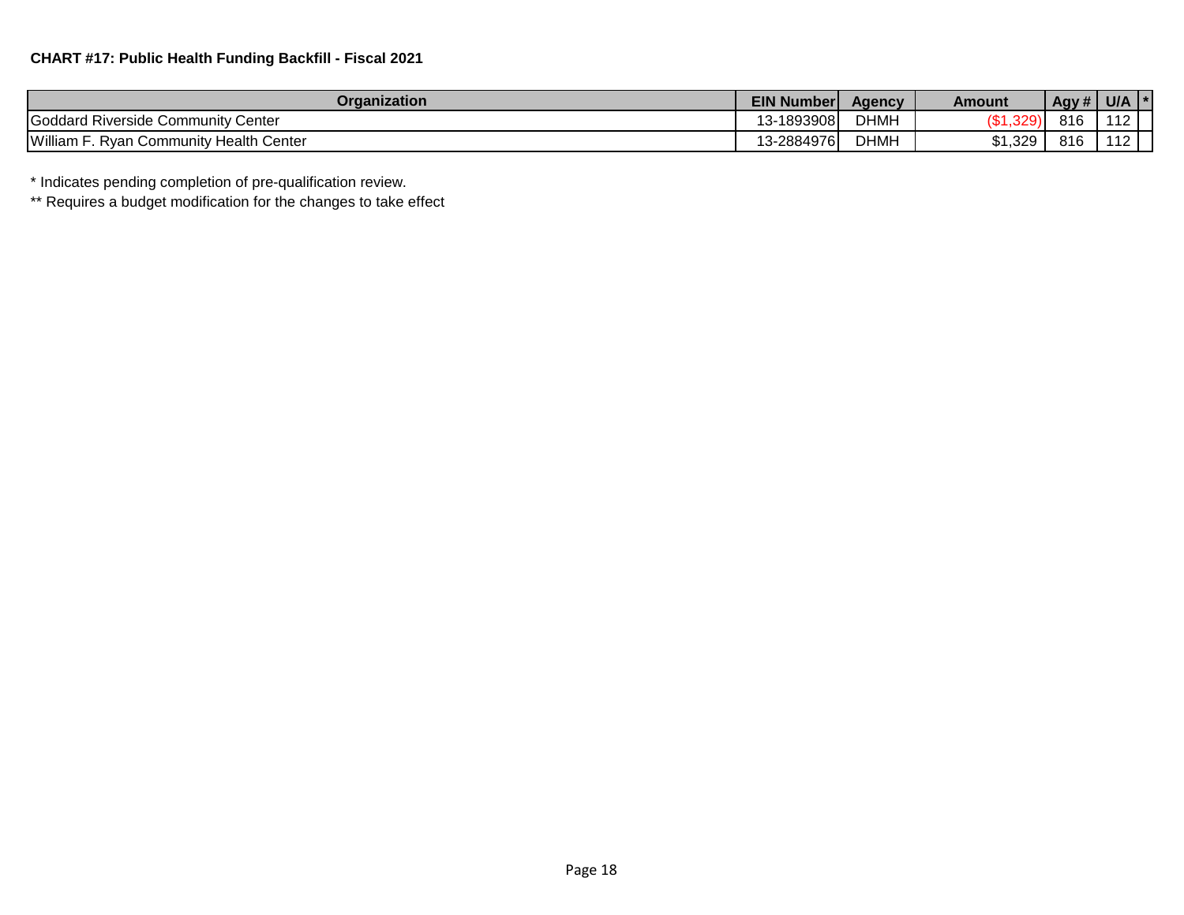**CHART #17: Public Health Funding Backfill - Fiscal 2021**

| Organization | EIN Number | Agency | Amount | Agy # | U/A | * |
|---|---|---|---|---|---|---|
| Goddard Riverside Community Center | 13-1893908 | DHMH | ($1,329) | 816 | 112 | |
| William F. Ryan Community Health Center | 13-2884976 | DHMH | $1,329 | 816 | 112 | |

* Indicates pending completion of pre-qualification review.

** Requires a budget modification for the changes to take effect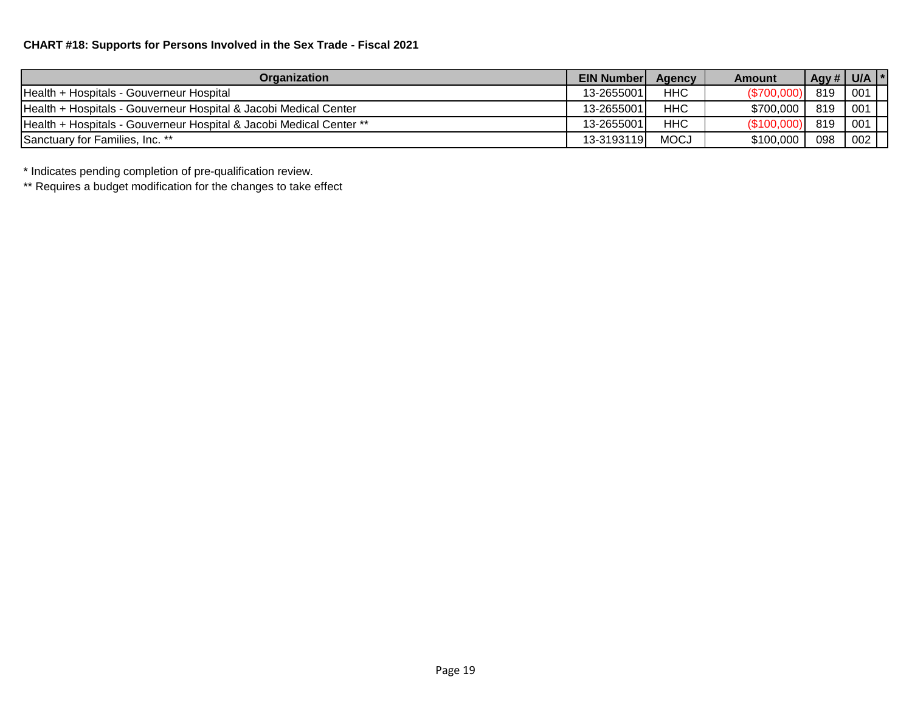**CHART #18: Supports for Persons Involved in the Sex Trade - Fiscal 2021**

| Organization | EIN Number | Agency | Amount | Agy # | U/A | * |
|---|---|---|---|---|---|---|
| Health + Hospitals - Gouverneur Hospital | 13-2655001 | HHC | ($700,000) | 819 | 001 | |
| Health + Hospitals - Gouverneur Hospital & Jacobi Medical Center | 13-2655001 | HHC | $700,000 | 819 | 001 | |
| Health + Hospitals - Gouverneur Hospital & Jacobi Medical Center ** | 13-2655001 | HHC | ($100,000) | 819 | 001 | |
| Sanctuary for Families, Inc. ** | 13-3193119 | MOCJ | $100,000 | 098 | 002 | |

* Indicates pending completion of pre-qualification review.

** Requires a budget modification for the changes to take effect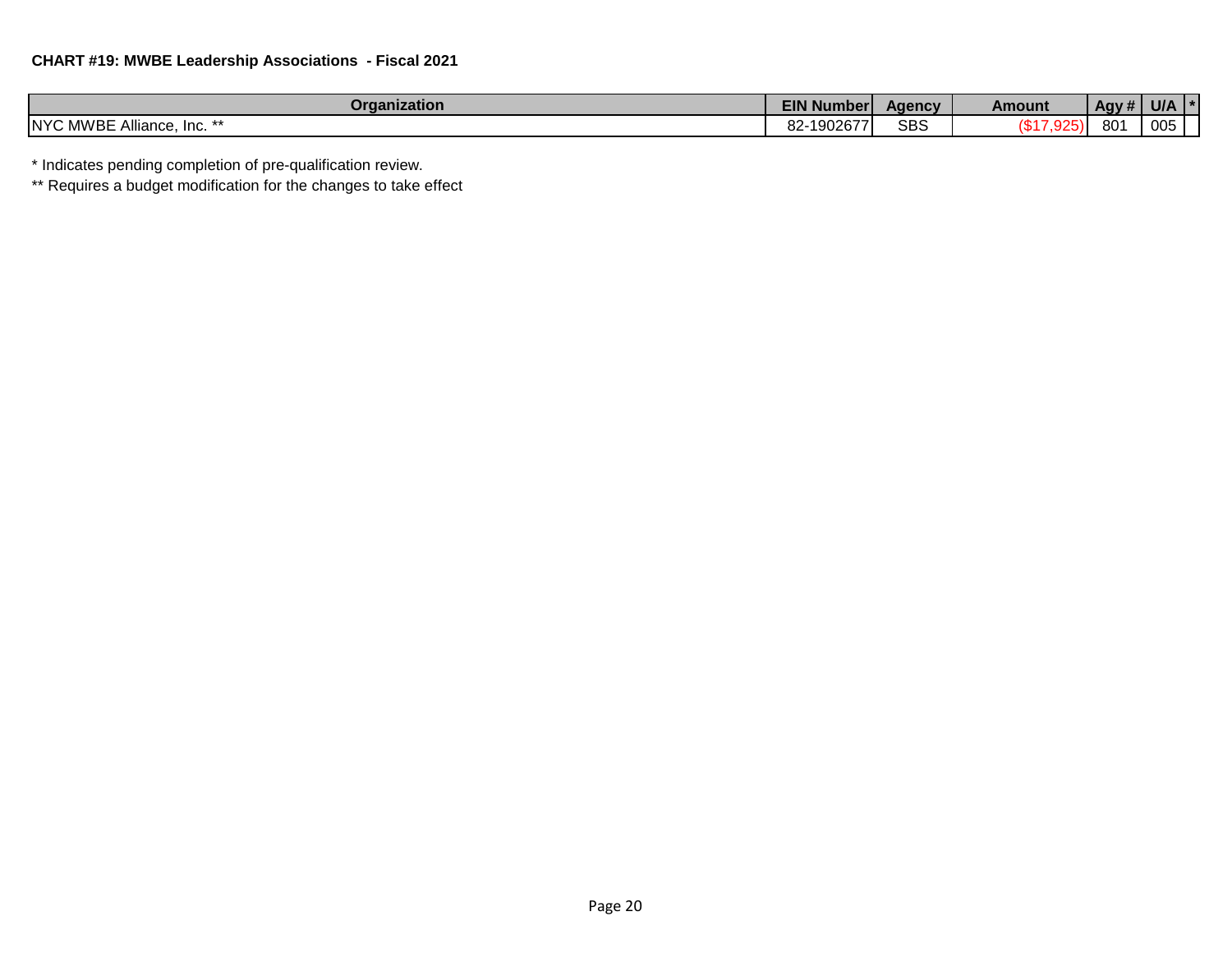**CHART #19: MWBE Leadership Associations - Fiscal 2021**

| Organization | EIN Number | Agency | Amount | Agy # | U/A | * |
|---|---|---|---|---|---|---|
| NYC MWBE Alliance, Inc. ** | 82-1902677 | SBS | ($17,925) | 801 | 005 | |

\* Indicates pending completion of pre-qualification review.

** Requires a budget modification for the changes to take effect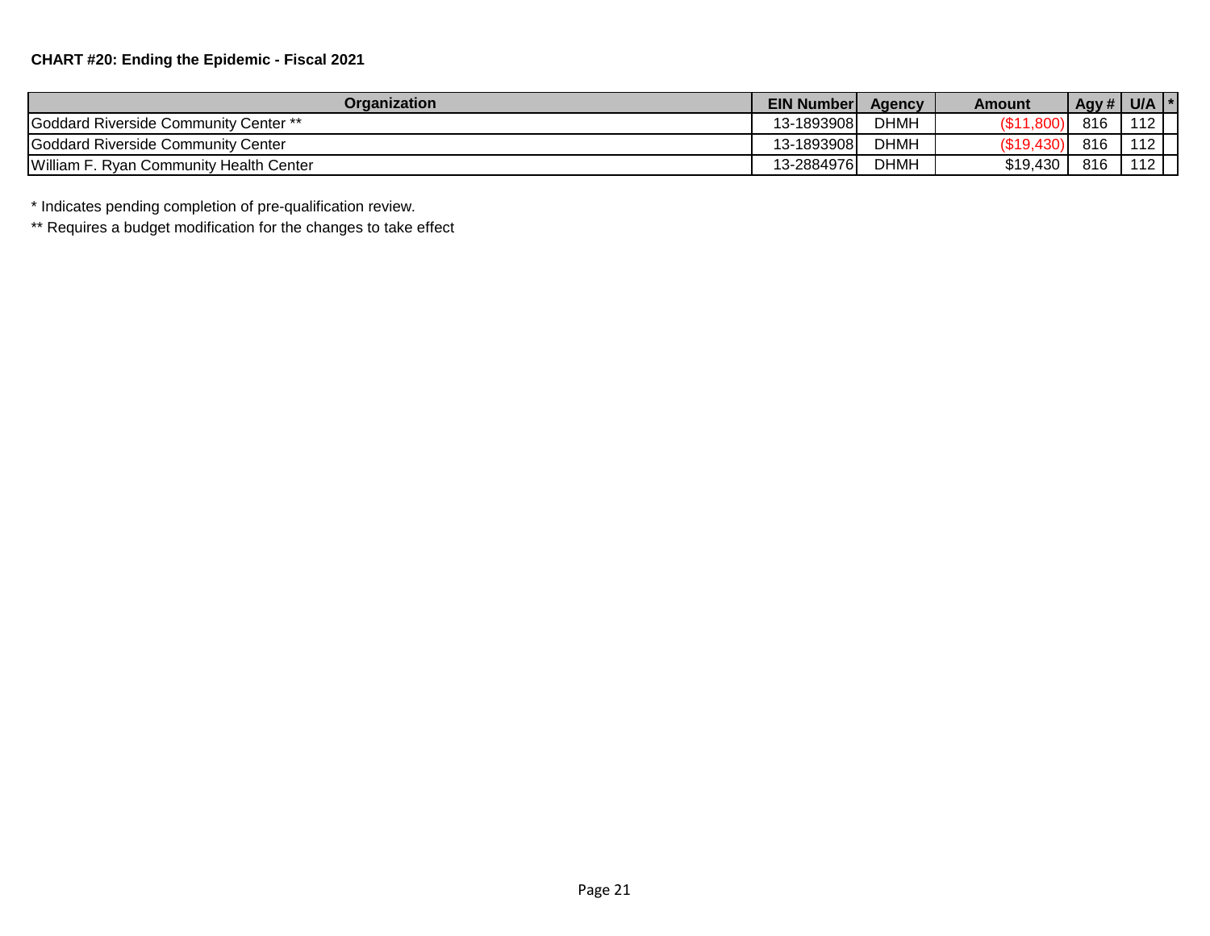**CHART #20: Ending the Epidemic - Fiscal 2021**

| Organization | EIN Number | Agency | Amount | Agy # | U/A | * |
|---|---|---|---|---|---|---|
| Goddard Riverside Community Center ** | 13-1893908 | DHMH | ($11,800) | 816 | 112 | |
| Goddard Riverside Community Center | 13-1893908 | DHMH | ($19,430) | 816 | 112 | |
| William F. Ryan Community Health Center | 13-2884976 | DHMH | $19,430 | 816 | 112 | |

* Indicates pending completion of pre-qualification review.

** Requires a budget modification for the changes to take effect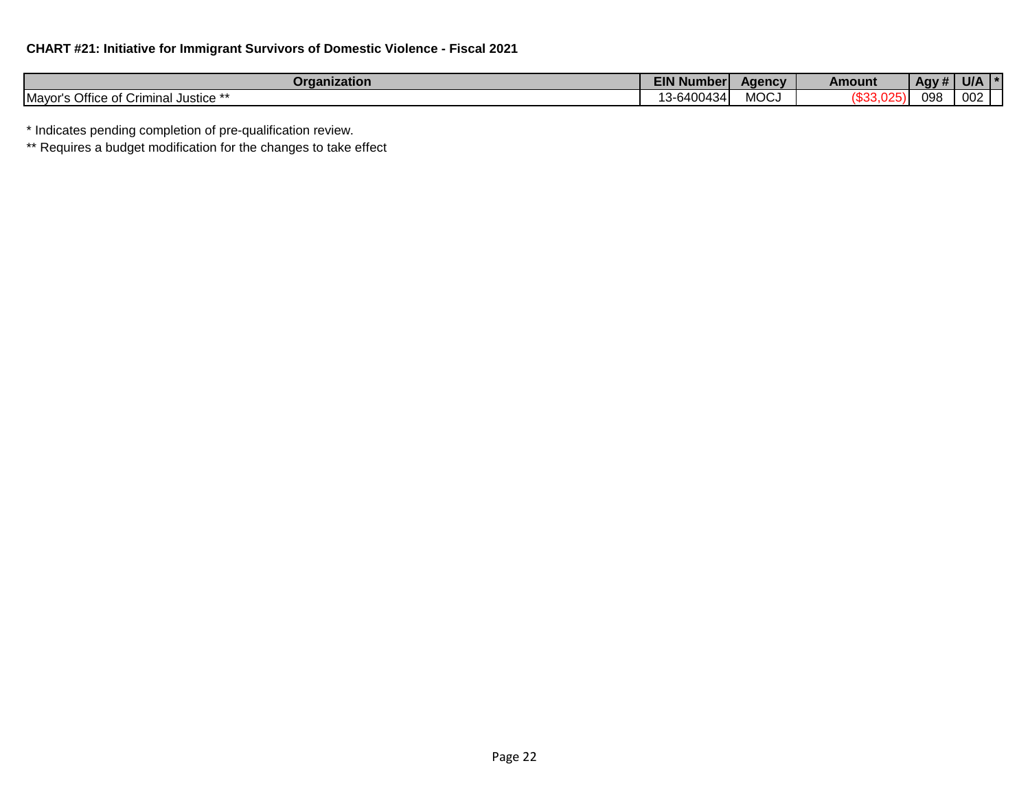**CHART #21: Initiative for Immigrant Survivors of Domestic Violence - Fiscal 2021**

| Organization | EIN Number | Agency | Amount | Agy # | U/A | * |
|---|---|---|---|---|---|---|
| Mayor's Office of Criminal Justice ** | 13-6400434 | MOCJ | ($33,025) | 098 | 002 | |

* Indicates pending completion of pre-qualification review.

** Requires a budget modification for the changes to take effect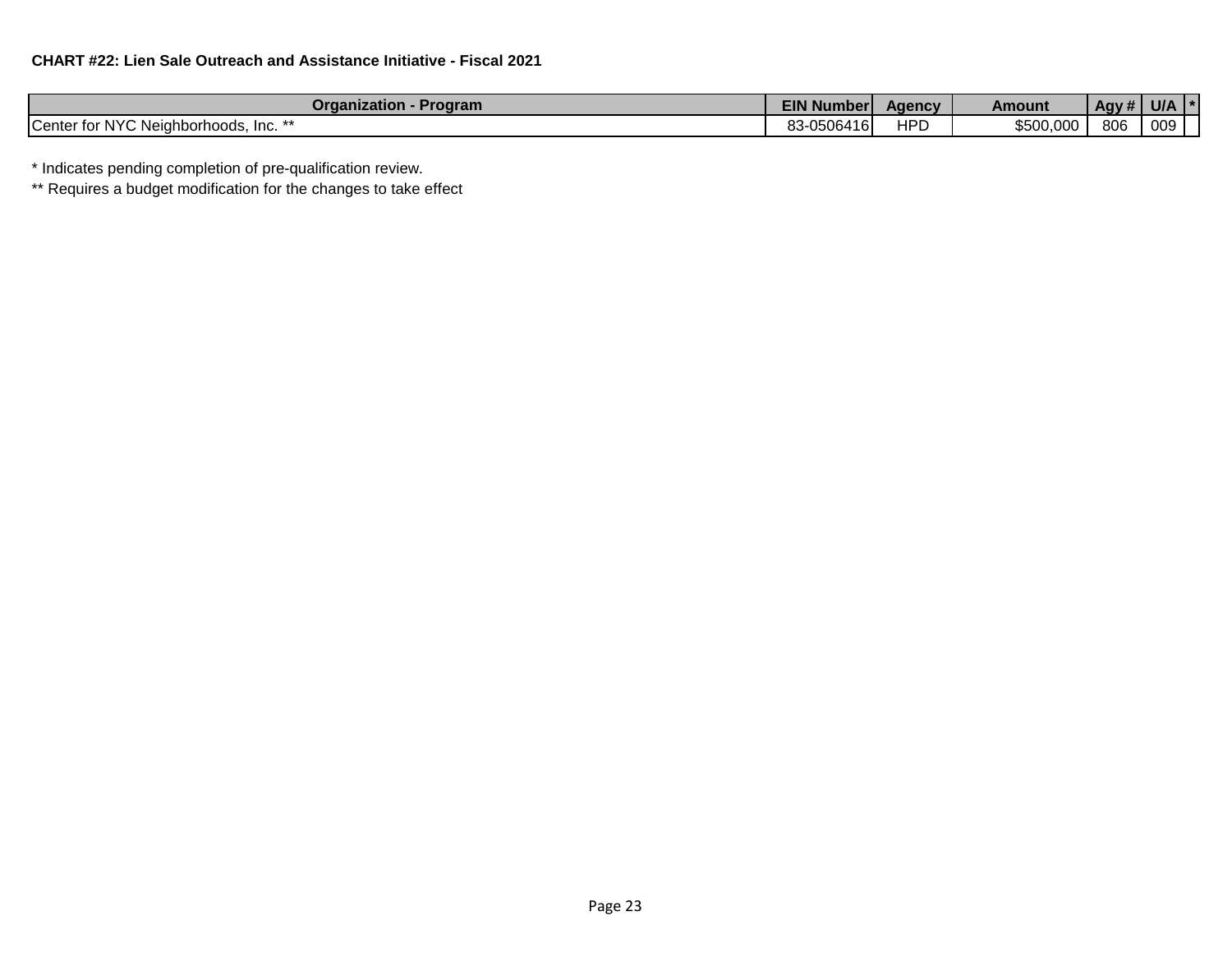**CHART #22: Lien Sale Outreach and Assistance Initiative - Fiscal 2021**

| Organization - Program | EIN Number | Agency | Amount | Agy # | U/A | * |
|---|---|---|---|---|---|---|
| Center for NYC Neighborhoods, Inc. ** | 83-0506416 | HPD | $500,000 | 806 | 009 | |

* Indicates pending completion of pre-qualification review.

** Requires a budget modification for the changes to take effect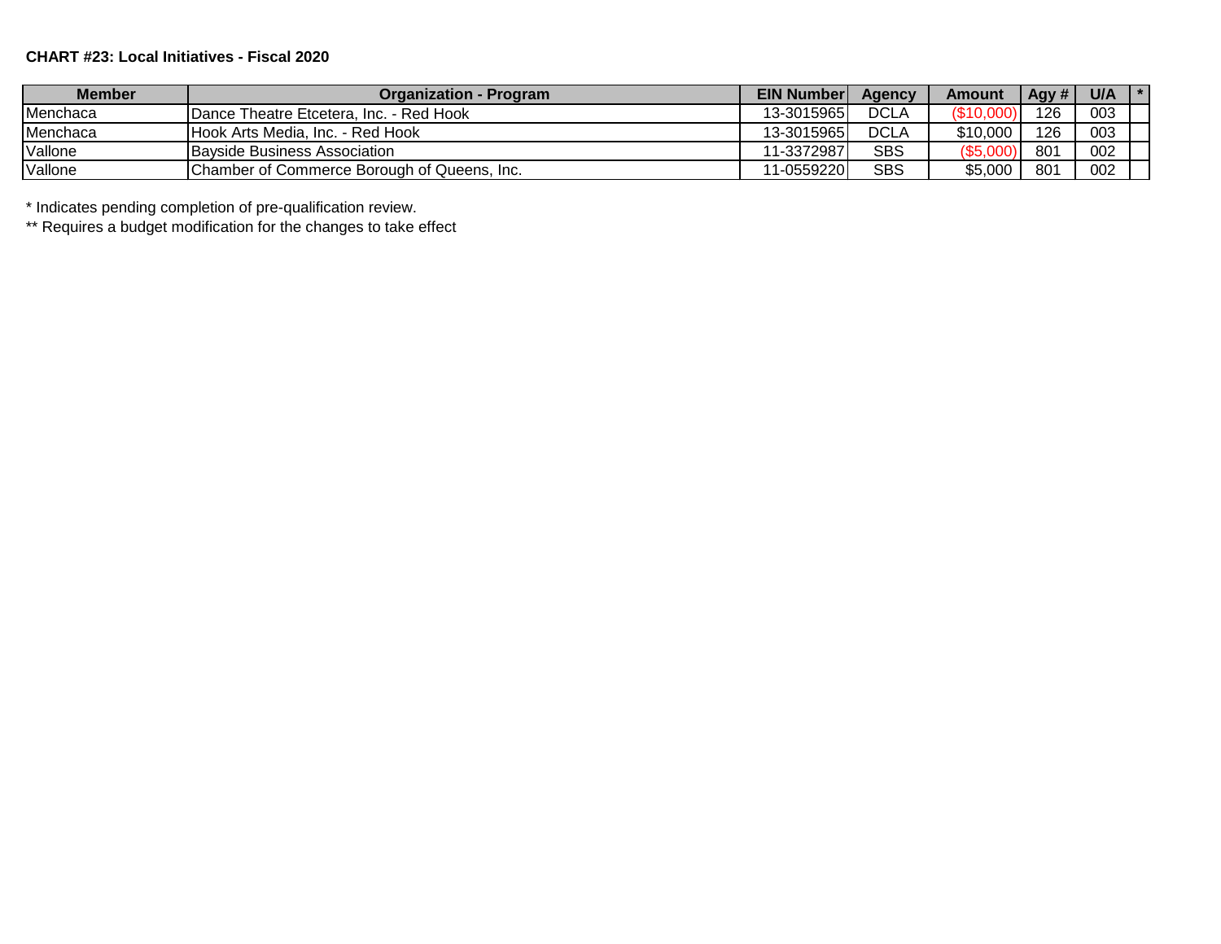**CHART #23: Local Initiatives - Fiscal 2020**

| Member | Organization - Program | EIN Number | Agency | Amount | Agy # | U/A | * |
|---|---|---|---|---|---|---|---|
| Menchaca | Dance Theatre Etcetera, Inc. - Red Hook | 13-3015965 | DCLA | ($10,000) | 126 | 003 | |
| Menchaca | Hook Arts Media, Inc. - Red Hook | 13-3015965 | DCLA | $10,000 | 126 | 003 | |
| Vallone | Bayside Business Association | 11-3372987 | SBS | ($5,000) | 801 | 002 | |
| Vallone | Chamber of Commerce Borough of Queens, Inc. | 11-0559220 | SBS | $5,000 | 801 | 002 | |

* Indicates pending completion of pre-qualification review.

** Requires a budget modification for the changes to take effect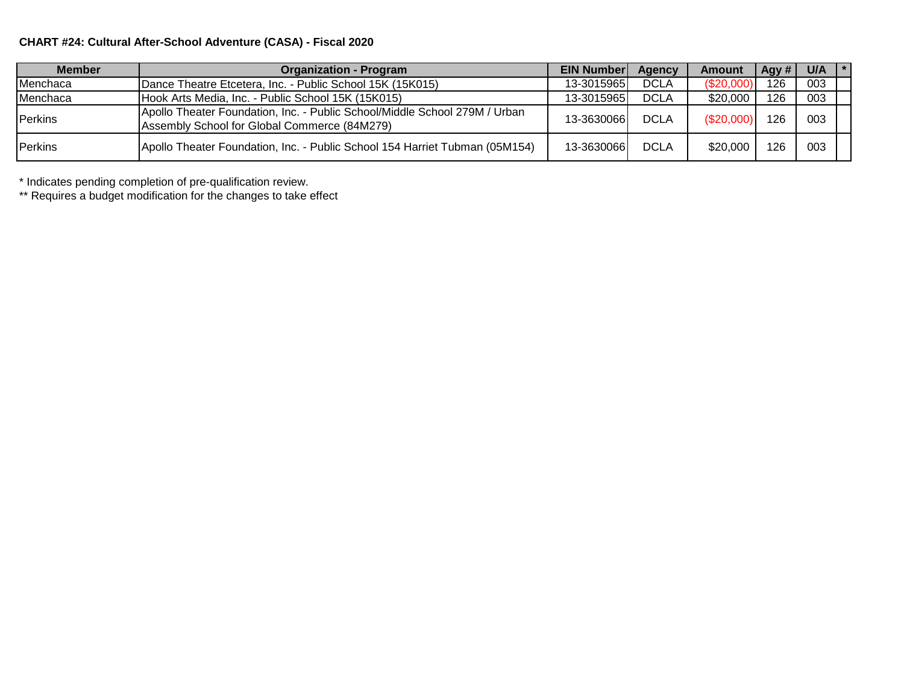**CHART #24: Cultural After-School Adventure (CASA) - Fiscal 2020**

| Member | Organization - Program | EIN Number | Agency | Amount | Agy # | U/A | * |
|---|---|---|---|---|---|---|---|
| Menchaca | Dance Theatre Etcetera, Inc. - Public School 15K (15K015) | 13-3015965 | DCLA | ($20,000) | 126 | 003 | |
| Menchaca | Hook Arts Media, Inc. - Public School 15K (15K015) | 13-3015965 | DCLA | $20,000 | 126 | 003 | |
| Perkins | Apollo Theater Foundation, Inc. - Public School/Middle School 279M / Urban Assembly School for Global Commerce (84M279) | 13-3630066 | DCLA | ($20,000) | 126 | 003 | |
| Perkins | Apollo Theater Foundation, Inc. - Public School 154 Harriet Tubman (05M154) | 13-3630066 | DCLA | $20,000 | 126 | 003 | |

* Indicates pending completion of pre-qualification review.

** Requires a budget modification for the changes to take effect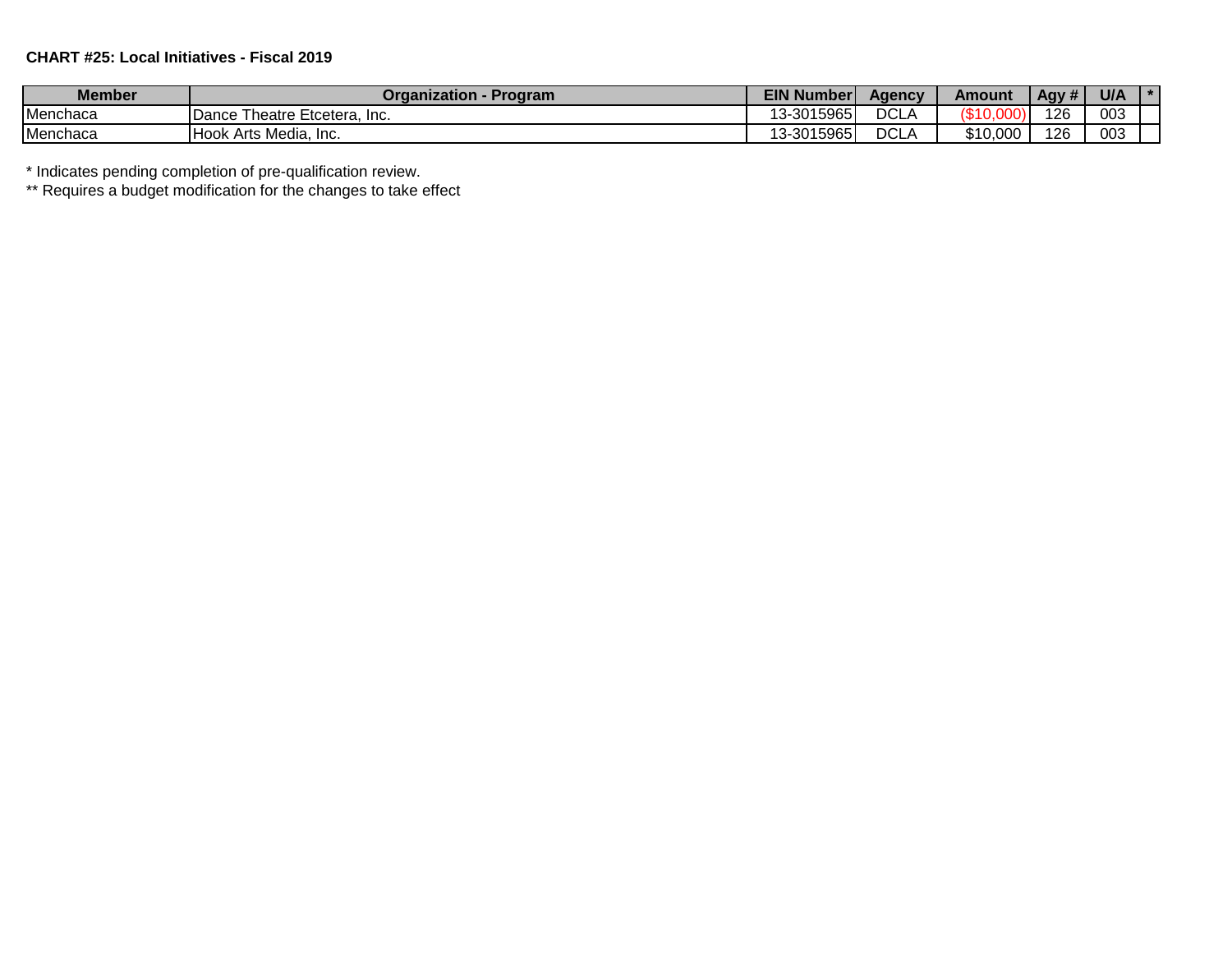**CHART #25: Local Initiatives - Fiscal 2019**

| Member | Organization - Program | EIN Number | Agency | Amount | Agy # | U/A | * |
|---|---|---|---|---|---|---|---|
| Menchaca | Dance Theatre Etcetera, Inc. | 13-3015965 | DCLA | ($10,000) | 126 | 003 | |
| Menchaca | Hook Arts Media, Inc. | 13-3015965 | DCLA | $10,000 | 126 | 003 | |

* Indicates pending completion of pre-qualification review.
** Requires a budget modification for the changes to take effect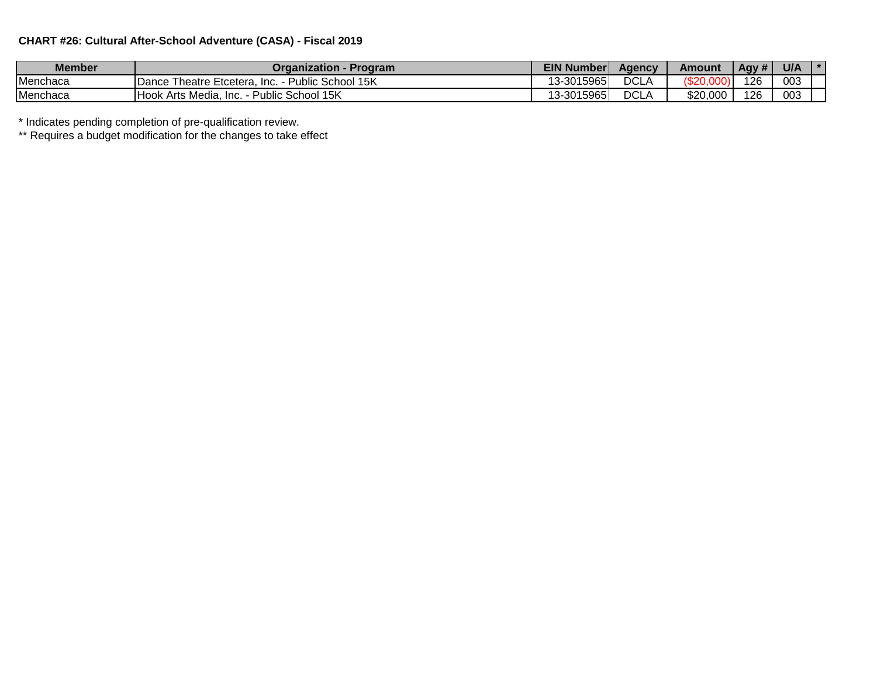**CHART #26: Cultural After-School Adventure (CASA) - Fiscal 2019**

| Member | Organization - Program | EIN Number | Agency | Amount | Agy # | U/A | * |
|---|---|---|---|---|---|---|---|
| Menchaca | Dance Theatre Etcetera, Inc. - Public School 15K | 13-3015965 | DCLA | ($20,000) | 126 | 003 | |
| Menchaca | Hook Arts Media, Inc. - Public School 15K | 13-3015965 | DCLA | $20,000 | 126 | 003 | |

* Indicates pending completion of pre-qualification review.

** Requires a budget modification for the changes to take effect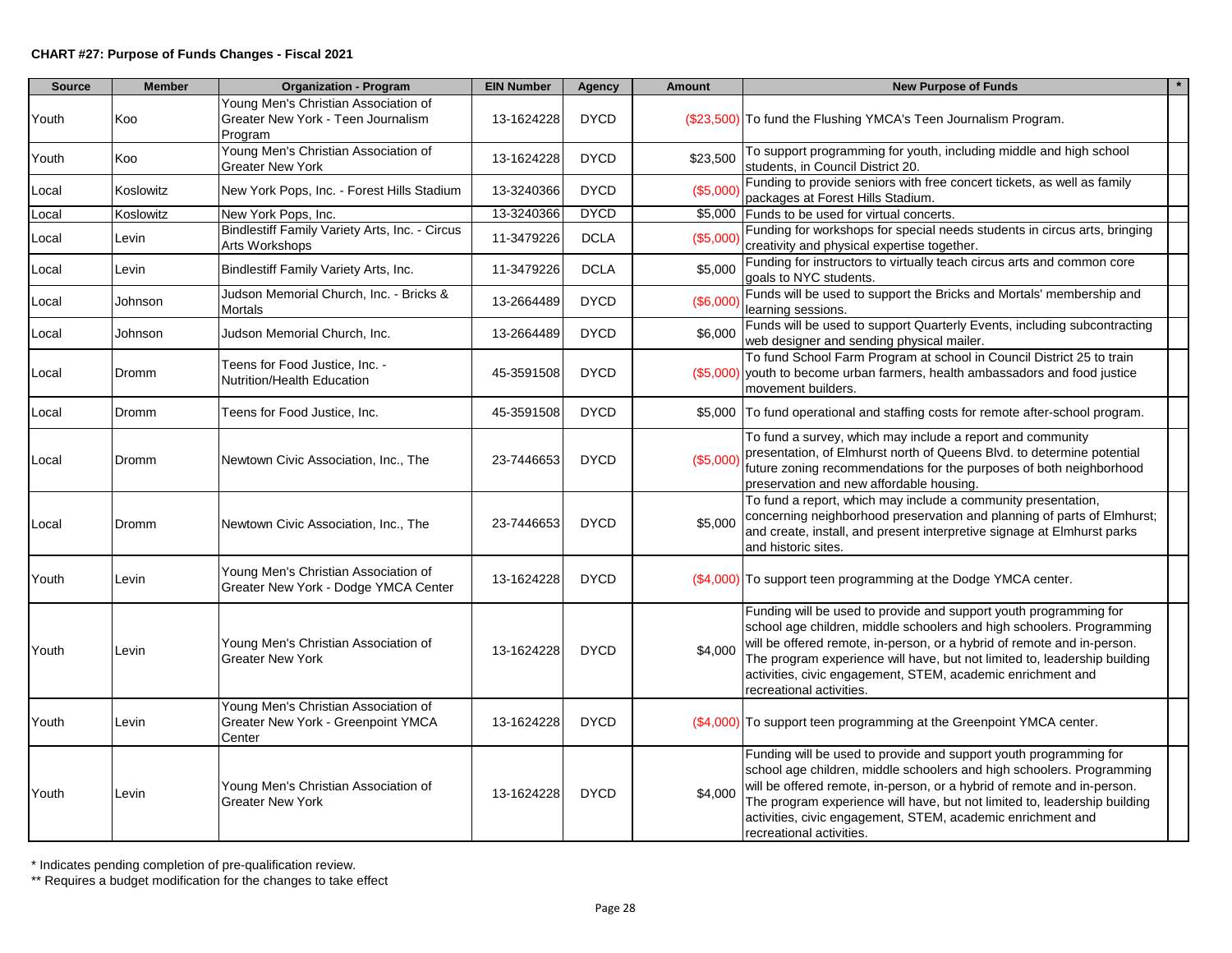**CHART #27: Purpose of Funds Changes - Fiscal 2021**

| Source | Member | Organization - Program | EIN Number | Agency | Amount | New Purpose of Funds | * |
|---|---|---|---|---|---|---|---|
| Youth | Koo | Young Men's Christian Association of Greater New York - Teen Journalism Program | 13-1624228 | DYCD | ($23,500) | To fund the Flushing YMCA's Teen Journalism Program. | |
| Youth | Koo | Young Men's Christian Association of Greater New York | 13-1624228 | DYCD | $23,500 | To support programming for youth, including middle and high school students, in Council District 20. | |
| Local | Koslowitz | New York Pops, Inc. - Forest Hills Stadium | 13-3240366 | DYCD | ($5,000) | Funding to provide seniors with free concert tickets, as well as family packages at Forest Hills Stadium. | |
| Local | Koslowitz | New York Pops, Inc. | 13-3240366 | DYCD | $5,000 | Funds to be used for virtual concerts. | |
| Local | Levin | Bindlestiff Family Variety Arts, Inc. - Circus Arts Workshops | 11-3479226 | DCLA | ($5,000) | Funding for workshops for special needs students in circus arts, bringing creativity and physical expertise together. | |
| Local | Levin | Bindlestiff Family Variety Arts, Inc. | 11-3479226 | DCLA | $5,000 | Funding for instructors to virtually teach circus arts and common core goals to NYC students. | |
| Local | Johnson | Judson Memorial Church, Inc. - Bricks & Mortals | 13-2664489 | DYCD | ($6,000) | Funds will be used to support the Bricks and Mortals' membership and learning sessions. | |
| Local | Johnson | Judson Memorial Church, Inc. | 13-2664489 | DYCD | $6,000 | Funds will be used to support Quarterly Events, including subcontracting web designer and sending physical mailer. | |
| Local | Dromm | Teens for Food Justice, Inc. - Nutrition/Health Education | 45-3591508 | DYCD | ($5,000) | To fund School Farm Program at school in Council District 25 to train youth to become urban farmers, health ambassadors and food justice movement builders. | |
| Local | Dromm | Teens for Food Justice, Inc. | 45-3591508 | DYCD | $5,000 | To fund operational and staffing costs for remote after-school program. | |
| Local | Dromm | Newtown Civic Association, Inc., The | 23-7446653 | DYCD | ($5,000) | To fund a survey, which may include a report and community presentation, of Elmhurst north of Queens Blvd. to determine potential future zoning recommendations for the purposes of both neighborhood preservation and new affordable housing. | |
| Local | Dromm | Newtown Civic Association, Inc., The | 23-7446653 | DYCD | $5,000 | To fund a report, which may include a community presentation, concerning neighborhood preservation and planning of parts of Elmhurst; and create, install, and present interpretive signage at Elmhurst parks and historic sites. | |
| Youth | Levin | Young Men's Christian Association of Greater New York - Dodge YMCA Center | 13-1624228 | DYCD | ($4,000) | To support teen programming at the Dodge YMCA center. | |
| Youth | Levin | Young Men's Christian Association of Greater New York | 13-1624228 | DYCD | $4,000 | Funding will be used to provide and support youth programming for school age children, middle schoolers and high schoolers. Programming will be offered remote, in-person, or a hybrid of remote and in-person. The program experience will have, but not limited to, leadership building activities, civic engagement, STEM, academic enrichment and recreational activities. | |
| Youth | Levin | Young Men's Christian Association of Greater New York - Greenpoint YMCA Center | 13-1624228 | DYCD | ($4,000) | To support teen programming at the Greenpoint YMCA center. | |
| Youth | Levin | Young Men's Christian Association of Greater New York | 13-1624228 | DYCD | $4,000 | Funding will be used to provide and support youth programming for school age children, middle schoolers and high schoolers. Programming will be offered remote, in-person, or a hybrid of remote and in-person. The program experience will have, but not limited to, leadership building activities, civic engagement, STEM, academic enrichment and recreational activities. | |

\* Indicates pending completion of pre-qualification review.

\*\* Requires a budget modification for the changes to take effect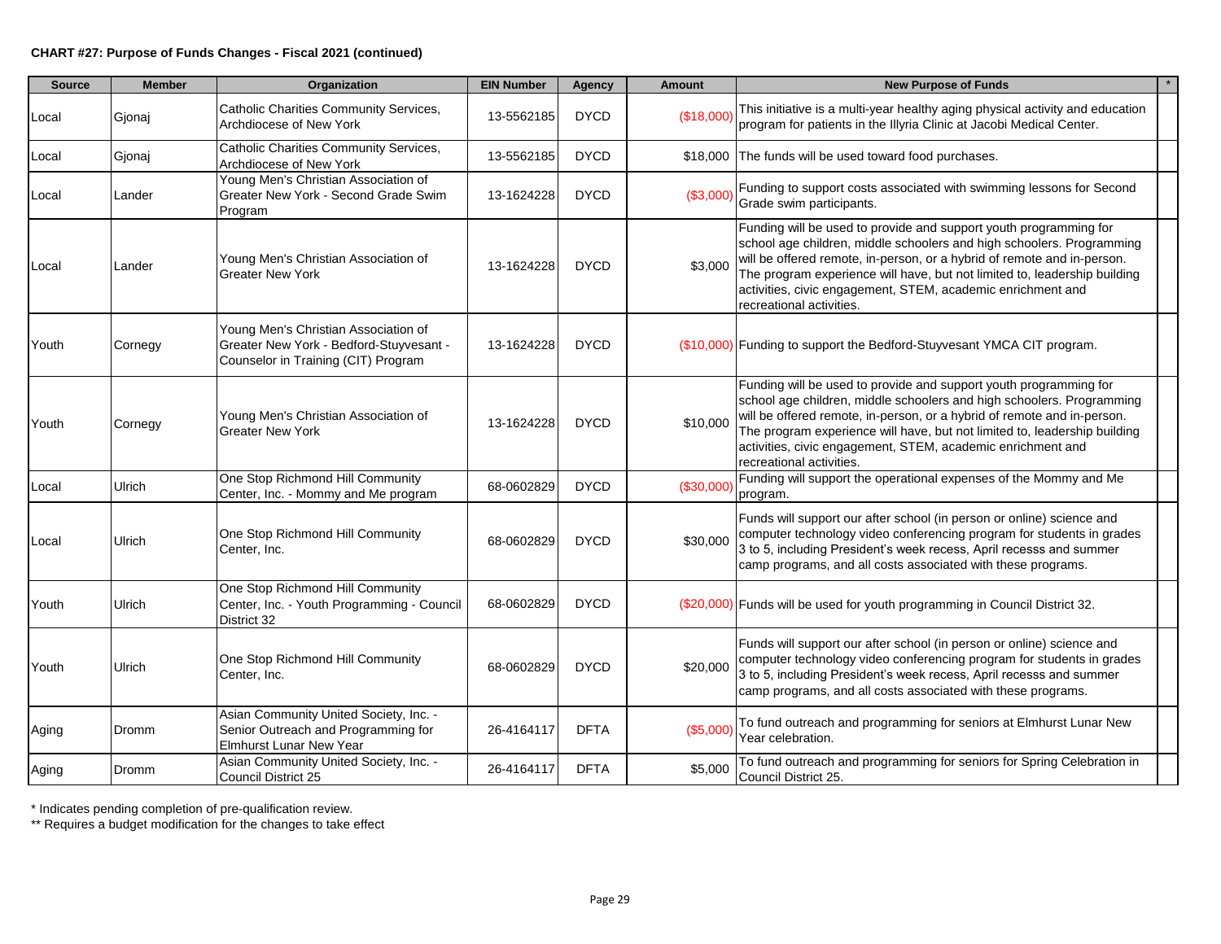**CHART #27: Purpose of Funds Changes - Fiscal 2021 (continued)**

| Source | Member | Organization | EIN Number | Agency | Amount | New Purpose of Funds | * |
|---|---|---|---|---|---|---|---|
| Local | Gjonaj | Catholic Charities Community Services, Archdiocese of New York | 13-5562185 | DYCD | ($18,000) | This initiative is a multi-year healthy aging physical activity and education program for patients in the Illyria Clinic at Jacobi Medical Center. | |
| Local | Gjonaj | Catholic Charities Community Services, Archdiocese of New York | 13-5562185 | DYCD | $18,000 | The funds will be used toward food purchases. | |
| Local | Lander | Young Men's Christian Association of Greater New York - Second Grade Swim Program | 13-1624228 | DYCD | ($3,000) | Funding to support costs associated with swimming lessons for Second Grade swim participants. | |
| Local | Lander | Young Men's Christian Association of Greater New York | 13-1624228 | DYCD | $3,000 | Funding will be used to provide and support youth programming for school age children, middle schoolers and high schoolers. Programming will be offered remote, in-person, or a hybrid of remote and in-person. The program experience will have, but not limited to, leadership building activities, civic engagement, STEM, academic enrichment and recreational activities. | |
| Youth | Cornegy | Young Men's Christian Association of Greater New York - Bedford-Stuyvesant - Counselor in Training (CIT) Program | 13-1624228 | DYCD | ($10,000) | Funding to support the Bedford-Stuyvesant YMCA CIT program. | |
| Youth | Cornegy | Young Men's Christian Association of Greater New York | 13-1624228 | DYCD | $10,000 | Funding will be used to provide and support youth programming for school age children, middle schoolers and high schoolers. Programming will be offered remote, in-person, or a hybrid of remote and in-person. The program experience will have, but not limited to, leadership building activities, civic engagement, STEM, academic enrichment and recreational activities. | |
| Local | Ulrich | One Stop Richmond Hill Community Center, Inc. - Mommy and Me program | 68-0602829 | DYCD | ($30,000) | Funding will support the operational expenses of the Mommy and Me program. | |
| Local | Ulrich | One Stop Richmond Hill Community Center, Inc. | 68-0602829 | DYCD | $30,000 | Funds will support our after school (in person or online) science and computer technology video conferencing program for students in grades 3 to 5, including President's week recess, April recesss and summer camp programs, and all costs associated with these programs. | |
| Youth | Ulrich | One Stop Richmond Hill Community Center, Inc. - Youth Programming - Council District 32 | 68-0602829 | DYCD | ($20,000) | Funds will be used for youth programming in Council District 32. | |
| Youth | Ulrich | One Stop Richmond Hill Community Center, Inc. | 68-0602829 | DYCD | $20,000 | Funds will support our after school (in person or online) science and computer technology video conferencing program for students in grades 3 to 5, including President's week recess, April recesss and summer camp programs, and all costs associated with these programs. | |
| Aging | Dromm | Asian Community United Society, Inc. - Senior Outreach and Programming for Elmhurst Lunar New Year | 26-4164117 | DFTA | ($5,000) | To fund outreach and programming for seniors at Elmhurst Lunar New Year celebration. | |
| Aging | Dromm | Asian Community United Society, Inc. - Council District 25 | 26-4164117 | DFTA | $5,000 | To fund outreach and programming for seniors for Spring Celebration in Council District 25. | |

\* Indicates pending completion of pre-qualification review.

\*\* Requires a budget modification for the changes to take effect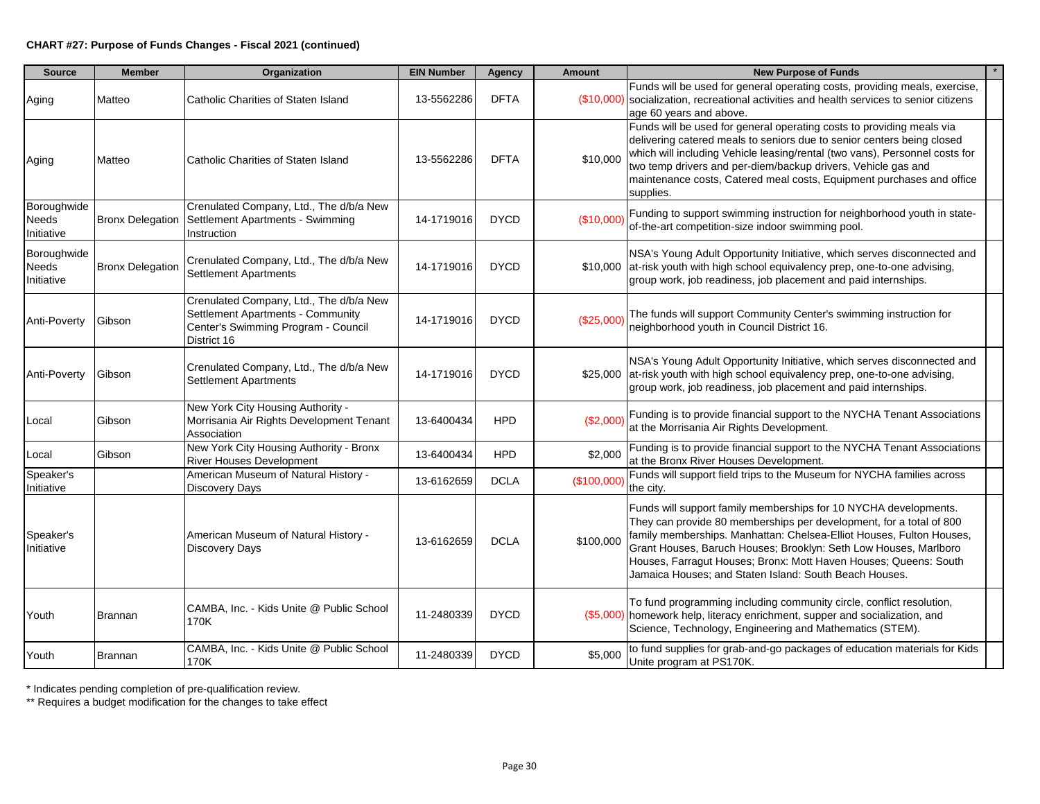**CHART #27: Purpose of Funds Changes - Fiscal 2021 (continued)**

| Source | Member | Organization | EIN Number | Agency | Amount | New Purpose of Funds | * |
|---|---|---|---|---|---|---|---|
| Aging | Matteo | Catholic Charities of Staten Island | 13-5562286 | DFTA | ($10,000) | Funds will be used for general operating costs, providing meals, exercise, socialization, recreational activities and health services to senior citizens age 60 years and above. | |
| Aging | Matteo | Catholic Charities of Staten Island | 13-5562286 | DFTA | $10,000 | Funds will be used for general operating costs to providing meals via delivering catered meals to seniors due to senior centers being closed which will including Vehicle leasing/rental (two vans), Personnel costs for two temp drivers and per-diem/backup drivers, Vehicle gas and maintenance costs, Catered meal costs, Equipment purchases and office supplies. | |
| Boroughwide Needs Initiative | Bronx Delegation | Crenulated Company, Ltd., The d/b/a New Settlement Apartments - Swimming Instruction | 14-1719016 | DYCD | ($10,000) | Funding to support swimming instruction for neighborhood youth in state-of-the-art competition-size indoor swimming pool. | |
| Boroughwide Needs Initiative | Bronx Delegation | Crenulated Company, Ltd., The d/b/a New Settlement Apartments | 14-1719016 | DYCD | $10,000 | NSA's Young Adult Opportunity Initiative, which serves disconnected and at-risk youth with high school equivalency prep, one-to-one advising, group work, job readiness, job placement and paid internships. | |
| Anti-Poverty | Gibson | Crenulated Company, Ltd., The d/b/a New Settlement Apartments - Community Center's Swimming Program - Council District 16 | 14-1719016 | DYCD | ($25,000) | The funds will support Community Center's swimming instruction for neighborhood youth in Council District 16. | |
| Anti-Poverty | Gibson | Crenulated Company, Ltd., The d/b/a New Settlement Apartments | 14-1719016 | DYCD | $25,000 | NSA's Young Adult Opportunity Initiative, which serves disconnected and at-risk youth with high school equivalency prep, one-to-one advising, group work, job readiness, job placement and paid internships. | |
| Local | Gibson | New York City Housing Authority - Morrisania Air Rights Development Tenant Association | 13-6400434 | HPD | ($2,000) | Funding is to provide financial support to the NYCHA Tenant Associations at the Morrisania Air Rights Development. | |
| Local | Gibson | New York City Housing Authority - Bronx River Houses Development | 13-6400434 | HPD | $2,000 | Funding is to provide financial support to the NYCHA Tenant Associations at the Bronx River Houses Development. | |
| Speaker's Initiative | | American Museum of Natural History - Discovery Days | 13-6162659 | DCLA | ($100,000) | Funds will support field trips to the Museum for NYCHA families across the city. | |
| Speaker's Initiative | | American Museum of Natural History - Discovery Days | 13-6162659 | DCLA | $100,000 | Funds will support family memberships for 10 NYCHA developments. They can provide 80 memberships per development, for a total of 800 family memberships. Manhattan: Chelsea-Elliot Houses, Fulton Houses, Grant Houses, Baruch Houses; Brooklyn: Seth Low Houses, Marlboro Houses, Farragut Houses; Bronx: Mott Haven Houses; Queens: South Jamaica Houses; and Staten Island: South Beach Houses. | |
| Youth | Brannan | CAMBA, Inc. - Kids Unite @ Public School 170K | 11-2480339 | DYCD | ($5,000) | To fund programming including community circle, conflict resolution, homework help, literacy enrichment, supper and socialization, and Science, Technology, Engineering and Mathematics (STEM). | |
| Youth | Brannan | CAMBA, Inc. - Kids Unite @ Public School 170K | 11-2480339 | DYCD | $5,000 | to fund supplies for grab-and-go packages of education materials for Kids Unite program at PS170K. | |

\* Indicates pending completion of pre-qualification review.

\*\* Requires a budget modification for the changes to take effect